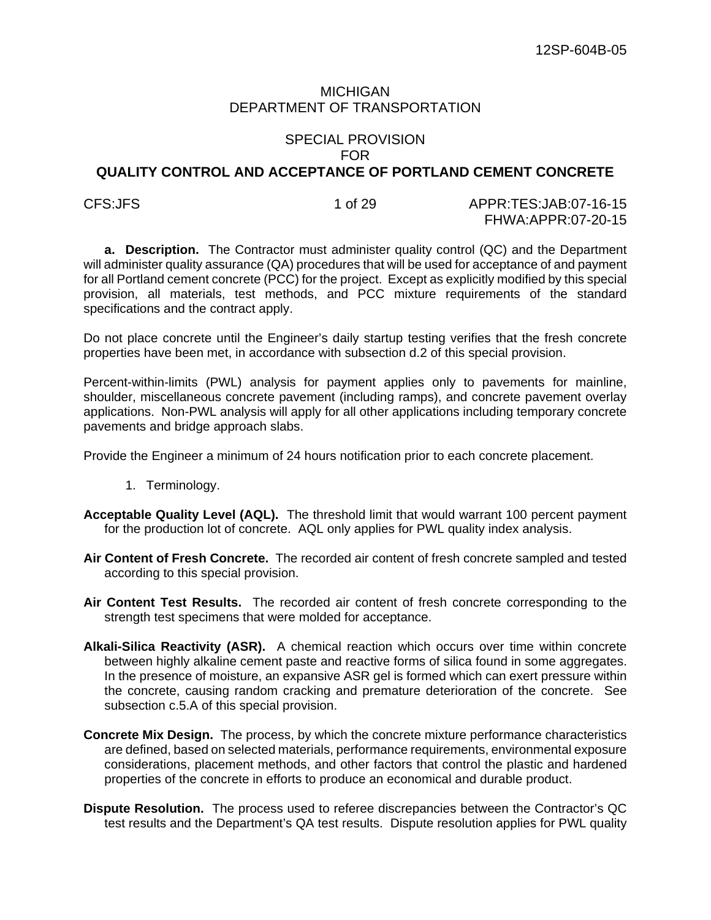12SP-604B-05

MICHIGAN
DEPARTMENT OF TRANSPORTATION

SPECIAL PROVISION
FOR

# QUALITY CONTROL AND ACCEPTANCE OF PORTLAND CEMENT CONCRETE

CFS:JFS APPR:TES:JAB:07-16-15
FHWA:APPR:07-20-15

**a. Description.** The Contractor must administer quality control (QC) and the Department will administer quality assurance (QA) procedures that will be used for acceptance of and payment for all Portland cement concrete (PCC) for the project. Except as explicitly modified by this special provision, all materials, test methods, and PCC mixture requirements of the standard specifications and the contract apply.

Do not place concrete until the Engineer's daily startup testing verifies that the fresh concrete properties have been met, in accordance with subsection d.2 of this special provision.

Percent-within-limits (PWL) analysis for payment applies only to pavements for mainline, shoulder, miscellaneous concrete pavement (including ramps), and concrete pavement overlay applications. Non-PWL analysis will apply for all other applications including temporary concrete pavements and bridge approach slabs.

Provide the Engineer a minimum of 24 hours notification prior to each concrete placement.

1. Terminology.

**Acceptable Quality Level (AQL).** The threshold limit that would warrant 100 percent payment for the production lot of concrete. AQL only applies for PWL quality index analysis.

**Air Content of Fresh Concrete.** The recorded air content of fresh concrete sampled and tested according to this special provision.

**Air Content Test Results.** The recorded air content of fresh concrete corresponding to the strength test specimens that were molded for acceptance.

**Alkali-Silica Reactivity (ASR).** A chemical reaction which occurs over time within concrete between highly alkaline cement paste and reactive forms of silica found in some aggregates. In the presence of moisture, an expansive ASR gel is formed which can exert pressure within the concrete, causing random cracking and premature deterioration of the concrete. See subsection c.5.A of this special provision.

**Concrete Mix Design.** The process, by which the concrete mixture performance characteristics are defined, based on selected materials, performance requirements, environmental exposure considerations, placement methods, and other factors that control the plastic and hardened properties of the concrete in efforts to produce an economical and durable product.

**Dispute Resolution.** The process used to referee discrepancies between the Contractor's QC test results and the Department's QA test results. Dispute resolution applies for PWL quality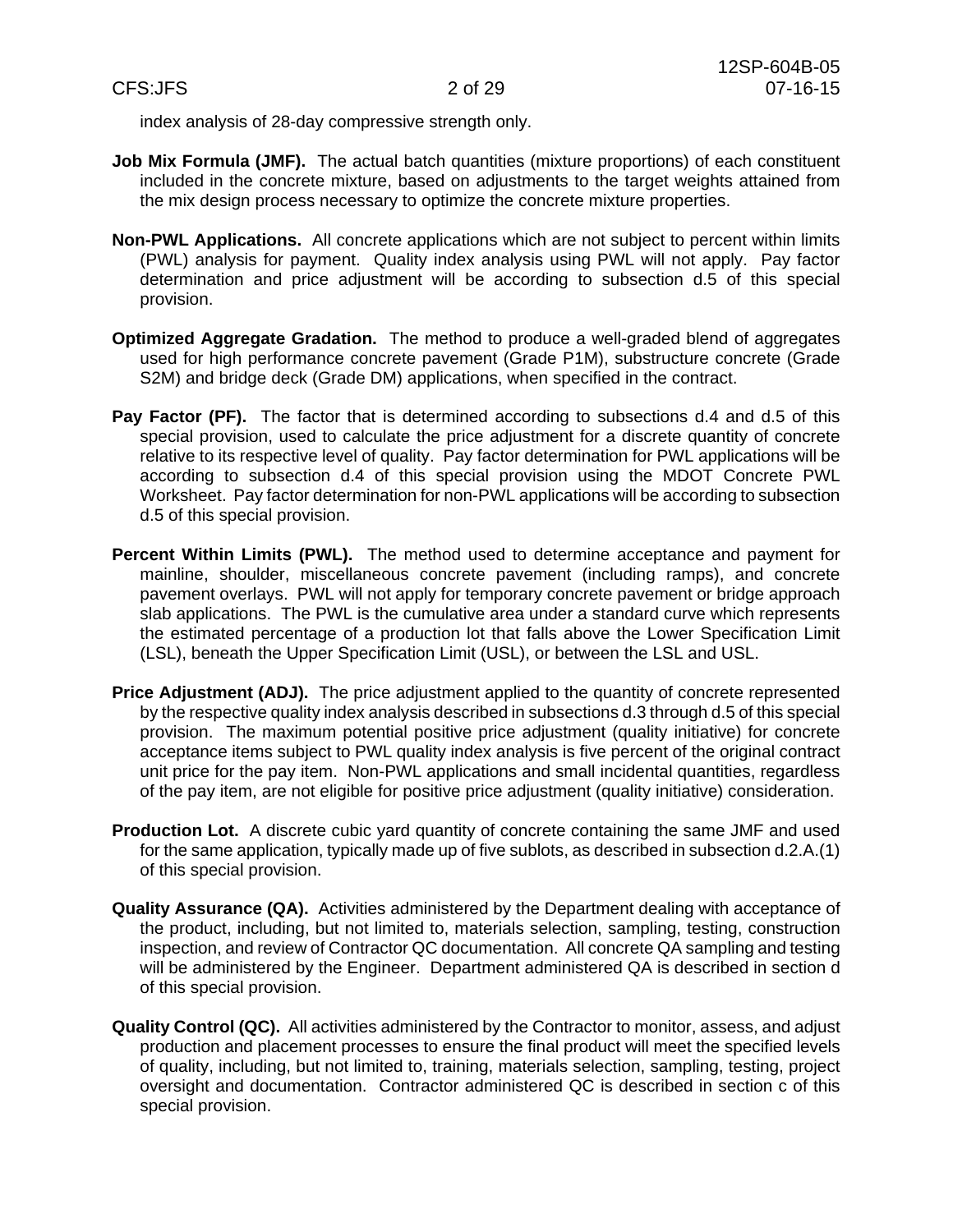index analysis of 28-day compressive strength only.

**Job Mix Formula (JMF).** The actual batch quantities (mixture proportions) of each constituent included in the concrete mixture, based on adjustments to the target weights attained from the mix design process necessary to optimize the concrete mixture properties.

**Non-PWL Applications.** All concrete applications which are not subject to percent within limits (PWL) analysis for payment. Quality index analysis using PWL will not apply. Pay factor determination and price adjustment will be according to subsection d.5 of this special provision.

**Optimized Aggregate Gradation.** The method to produce a well-graded blend of aggregates used for high performance concrete pavement (Grade P1M), substructure concrete (Grade S2M) and bridge deck (Grade DM) applications, when specified in the contract.

**Pay Factor (PF).** The factor that is determined according to subsections d.4 and d.5 of this special provision, used to calculate the price adjustment for a discrete quantity of concrete relative to its respective level of quality. Pay factor determination for PWL applications will be according to subsection d.4 of this special provision using the MDOT Concrete PWL Worksheet. Pay factor determination for non-PWL applications will be according to subsection d.5 of this special provision.

**Percent Within Limits (PWL).** The method used to determine acceptance and payment for mainline, shoulder, miscellaneous concrete pavement (including ramps), and concrete pavement overlays. PWL will not apply for temporary concrete pavement or bridge approach slab applications. The PWL is the cumulative area under a standard curve which represents the estimated percentage of a production lot that falls above the Lower Specification Limit (LSL), beneath the Upper Specification Limit (USL), or between the LSL and USL.

**Price Adjustment (ADJ).** The price adjustment applied to the quantity of concrete represented by the respective quality index analysis described in subsections d.3 through d.5 of this special provision. The maximum potential positive price adjustment (quality initiative) for concrete acceptance items subject to PWL quality index analysis is five percent of the original contract unit price for the pay item. Non-PWL applications and small incidental quantities, regardless of the pay item, are not eligible for positive price adjustment (quality initiative) consideration.

**Production Lot.** A discrete cubic yard quantity of concrete containing the same JMF and used for the same application, typically made up of five sublots, as described in subsection d.2.A.(1) of this special provision.

**Quality Assurance (QA).** Activities administered by the Department dealing with acceptance of the product, including, but not limited to, materials selection, sampling, testing, construction inspection, and review of Contractor QC documentation. All concrete QA sampling and testing will be administered by the Engineer. Department administered QA is described in section d of this special provision.

**Quality Control (QC).** All activities administered by the Contractor to monitor, assess, and adjust production and placement processes to ensure the final product will meet the specified levels of quality, including, but not limited to, training, materials selection, sampling, testing, project oversight and documentation. Contractor administered QC is described in section c of this special provision.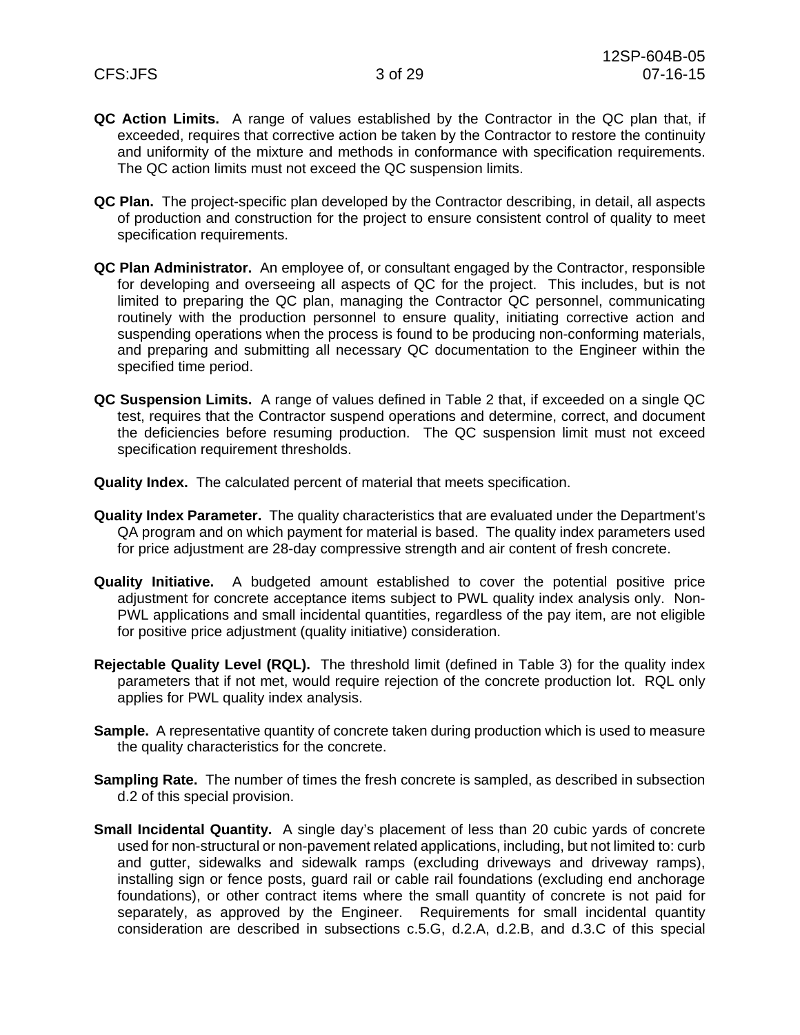**QC Action Limits.** A range of values established by the Contractor in the QC plan that, if exceeded, requires that corrective action be taken by the Contractor to restore the continuity and uniformity of the mixture and methods in conformance with specification requirements. The QC action limits must not exceed the QC suspension limits.

**QC Plan.** The project-specific plan developed by the Contractor describing, in detail, all aspects of production and construction for the project to ensure consistent control of quality to meet specification requirements.

**QC Plan Administrator.** An employee of, or consultant engaged by the Contractor, responsible for developing and overseeing all aspects of QC for the project. This includes, but is not limited to preparing the QC plan, managing the Contractor QC personnel, communicating routinely with the production personnel to ensure quality, initiating corrective action and suspending operations when the process is found to be producing non-conforming materials, and preparing and submitting all necessary QC documentation to the Engineer within the specified time period.

**QC Suspension Limits.** A range of values defined in Table 2 that, if exceeded on a single QC test, requires that the Contractor suspend operations and determine, correct, and document the deficiencies before resuming production. The QC suspension limit must not exceed specification requirement thresholds.

**Quality Index.** The calculated percent of material that meets specification.

**Quality Index Parameter.** The quality characteristics that are evaluated under the Department's QA program and on which payment for material is based. The quality index parameters used for price adjustment are 28-day compressive strength and air content of fresh concrete.

**Quality Initiative.** A budgeted amount established to cover the potential positive price adjustment for concrete acceptance items subject to PWL quality index analysis only. Non-PWL applications and small incidental quantities, regardless of the pay item, are not eligible for positive price adjustment (quality initiative) consideration.

**Rejectable Quality Level (RQL).** The threshold limit (defined in Table 3) for the quality index parameters that if not met, would require rejection of the concrete production lot. RQL only applies for PWL quality index analysis.

**Sample.** A representative quantity of concrete taken during production which is used to measure the quality characteristics for the concrete.

**Sampling Rate.** The number of times the fresh concrete is sampled, as described in subsection d.2 of this special provision.

**Small Incidental Quantity.** A single day's placement of less than 20 cubic yards of concrete used for non-structural or non-pavement related applications, including, but not limited to: curb and gutter, sidewalks and sidewalk ramps (excluding driveways and driveway ramps), installing sign or fence posts, guard rail or cable rail foundations (excluding end anchorage foundations), or other contract items where the small quantity of concrete is not paid for separately, as approved by the Engineer. Requirements for small incidental quantity consideration are described in subsections c.5.G, d.2.A, d.2.B, and d.3.C of this special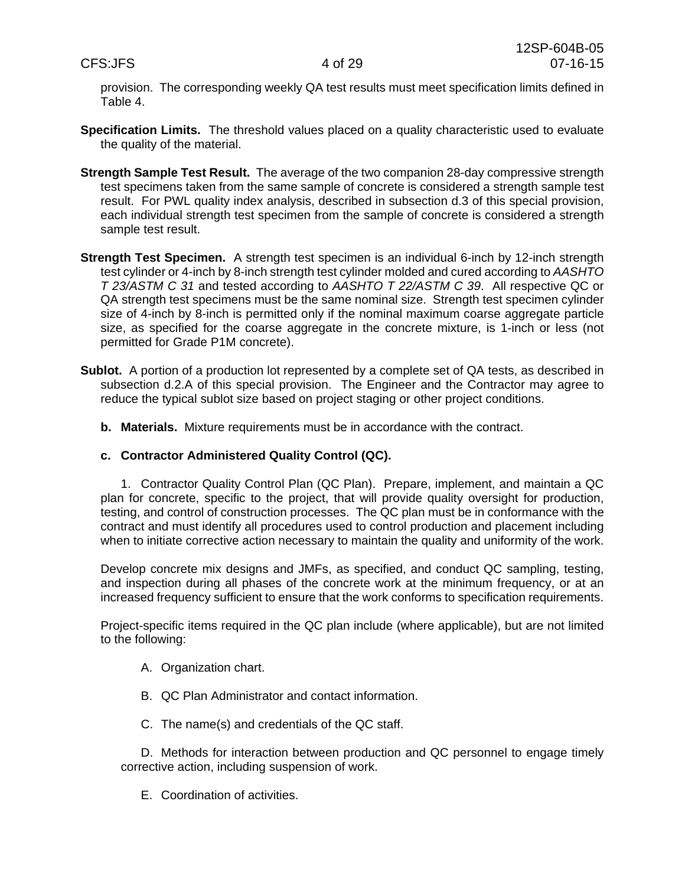provision. The corresponding weekly QA test results must meet specification limits defined in Table 4.

**Specification Limits.** The threshold values placed on a quality characteristic used to evaluate the quality of the material.

**Strength Sample Test Result.** The average of the two companion 28-day compressive strength test specimens taken from the same sample of concrete is considered a strength sample test result. For PWL quality index analysis, described in subsection d.3 of this special provision, each individual strength test specimen from the sample of concrete is considered a strength sample test result.

**Strength Test Specimen.** A strength test specimen is an individual 6-inch by 12-inch strength test cylinder or 4-inch by 8-inch strength test cylinder molded and cured according to *AASHTO T 23/ASTM C 31* and tested according to *AASHTO T 22/ASTM C 39*. All respective QC or QA strength test specimens must be the same nominal size. Strength test specimen cylinder size of 4-inch by 8-inch is permitted only if the nominal maximum coarse aggregate particle size, as specified for the coarse aggregate in the concrete mixture, is 1-inch or less (not permitted for Grade P1M concrete).

**Sublot.** A portion of a production lot represented by a complete set of QA tests, as described in subsection d.2.A of this special provision. The Engineer and the Contractor may agree to reduce the typical sublot size based on project staging or other project conditions.

**b. Materials.** Mixture requirements must be in accordance with the contract.

**c. Contractor Administered Quality Control (QC).**

1. Contractor Quality Control Plan (QC Plan). Prepare, implement, and maintain a QC plan for concrete, specific to the project, that will provide quality oversight for production, testing, and control of construction processes. The QC plan must be in conformance with the contract and must identify all procedures used to control production and placement including when to initiate corrective action necessary to maintain the quality and uniformity of the work.

Develop concrete mix designs and JMFs, as specified, and conduct QC sampling, testing, and inspection during all phases of the concrete work at the minimum frequency, or at an increased frequency sufficient to ensure that the work conforms to specification requirements.

Project-specific items required in the QC plan include (where applicable), but are not limited to the following:

A. Organization chart.

B. QC Plan Administrator and contact information.

C. The name(s) and credentials of the QC staff.

D. Methods for interaction between production and QC personnel to engage timely corrective action, including suspension of work.

E. Coordination of activities.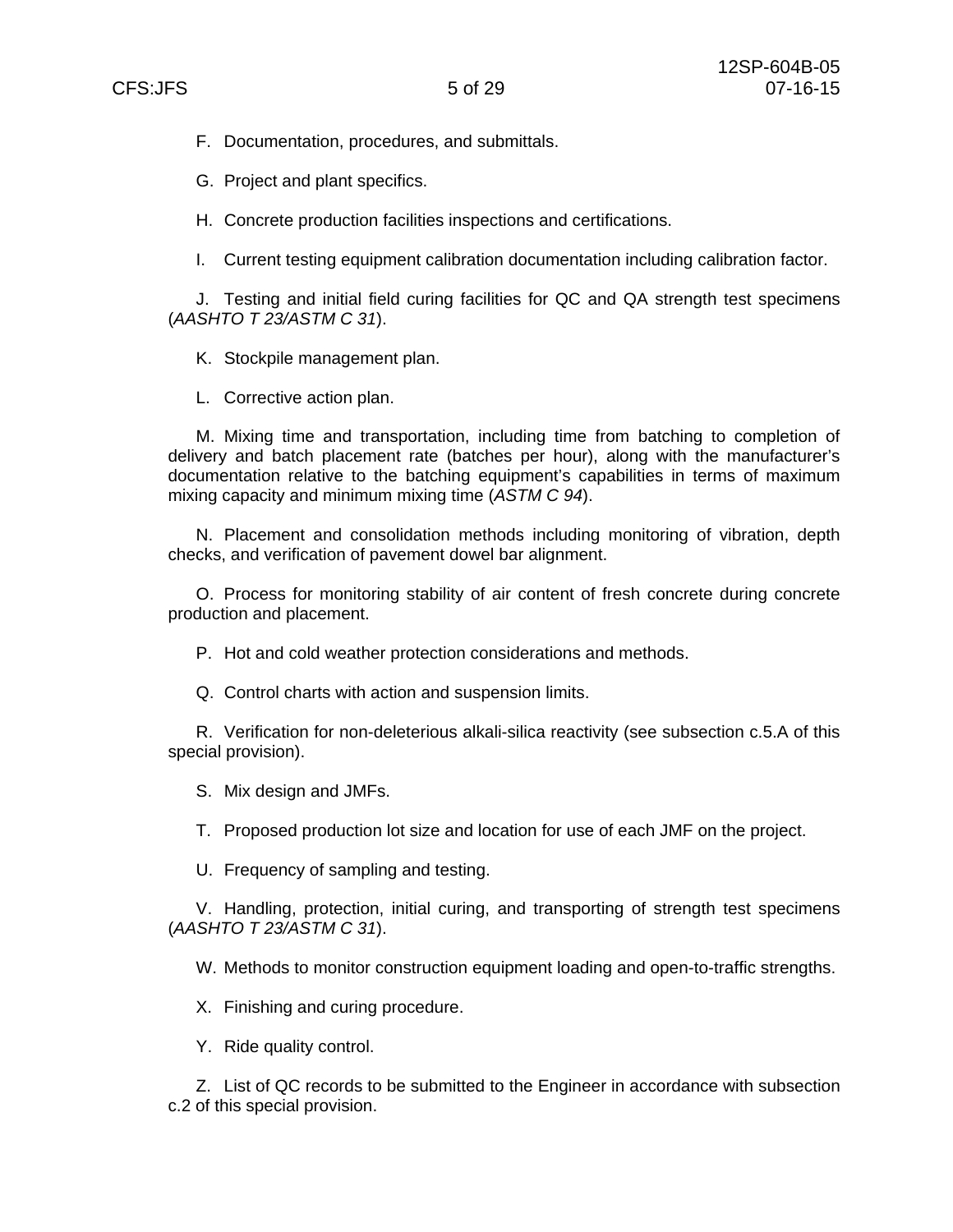F. Documentation, procedures, and submittals.

G. Project and plant specifics.

H. Concrete production facilities inspections and certifications.

I. Current testing equipment calibration documentation including calibration factor.

J. Testing and initial field curing facilities for QC and QA strength test specimens (*AASHTO T 23/ASTM C 31*).

K. Stockpile management plan.

L. Corrective action plan.

M. Mixing time and transportation, including time from batching to completion of delivery and batch placement rate (batches per hour), along with the manufacturer's documentation relative to the batching equipment's capabilities in terms of maximum mixing capacity and minimum mixing time (*ASTM C 94*).

N. Placement and consolidation methods including monitoring of vibration, depth checks, and verification of pavement dowel bar alignment.

O. Process for monitoring stability of air content of fresh concrete during concrete production and placement.

P. Hot and cold weather protection considerations and methods.

Q. Control charts with action and suspension limits.

R. Verification for non-deleterious alkali-silica reactivity (see subsection c.5.A of this special provision).

S. Mix design and JMFs.

T. Proposed production lot size and location for use of each JMF on the project.

U. Frequency of sampling and testing.

V. Handling, protection, initial curing, and transporting of strength test specimens (*AASHTO T 23/ASTM C 31*).

W. Methods to monitor construction equipment loading and open-to-traffic strengths.

X. Finishing and curing procedure.

Y. Ride quality control.

Z. List of QC records to be submitted to the Engineer in accordance with subsection c.2 of this special provision.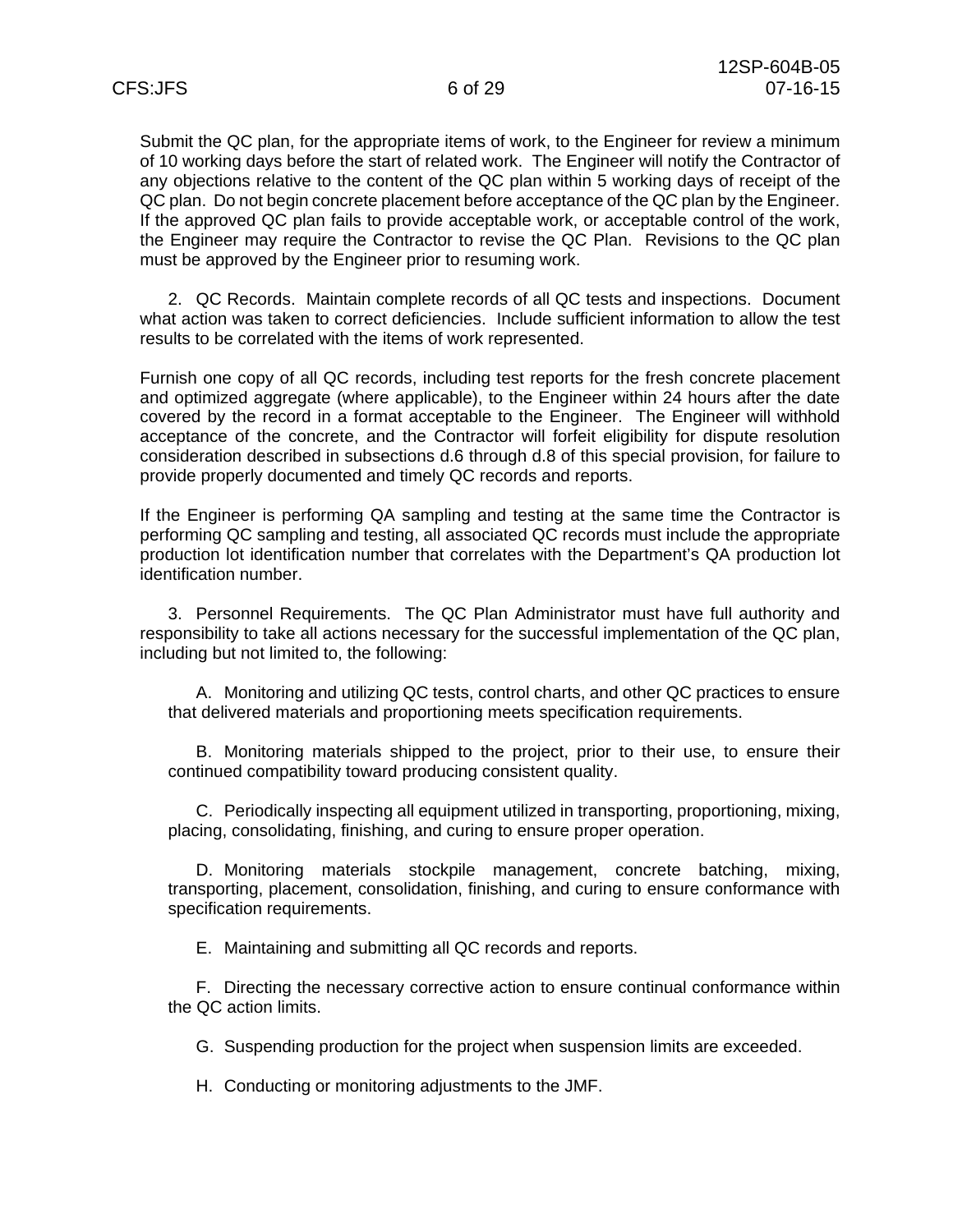Submit the QC plan, for the appropriate items of work, to the Engineer for review a minimum of 10 working days before the start of related work. The Engineer will notify the Contractor of any objections relative to the content of the QC plan within 5 working days of receipt of the QC plan. Do not begin concrete placement before acceptance of the QC plan by the Engineer. If the approved QC plan fails to provide acceptable work, or acceptable control of the work, the Engineer may require the Contractor to revise the QC Plan. Revisions to the QC plan must be approved by the Engineer prior to resuming work.

2. QC Records. Maintain complete records of all QC tests and inspections. Document what action was taken to correct deficiencies. Include sufficient information to allow the test results to be correlated with the items of work represented.

Furnish one copy of all QC records, including test reports for the fresh concrete placement and optimized aggregate (where applicable), to the Engineer within 24 hours after the date covered by the record in a format acceptable to the Engineer. The Engineer will withhold acceptance of the concrete, and the Contractor will forfeit eligibility for dispute resolution consideration described in subsections d.6 through d.8 of this special provision, for failure to provide properly documented and timely QC records and reports.

If the Engineer is performing QA sampling and testing at the same time the Contractor is performing QC sampling and testing, all associated QC records must include the appropriate production lot identification number that correlates with the Department's QA production lot identification number.

3. Personnel Requirements. The QC Plan Administrator must have full authority and responsibility to take all actions necessary for the successful implementation of the QC plan, including but not limited to, the following:

A. Monitoring and utilizing QC tests, control charts, and other QC practices to ensure that delivered materials and proportioning meets specification requirements.

B. Monitoring materials shipped to the project, prior to their use, to ensure their continued compatibility toward producing consistent quality.

C. Periodically inspecting all equipment utilized in transporting, proportioning, mixing, placing, consolidating, finishing, and curing to ensure proper operation.

D. Monitoring materials stockpile management, concrete batching, mixing, transporting, placement, consolidation, finishing, and curing to ensure conformance with specification requirements.

E. Maintaining and submitting all QC records and reports.

F. Directing the necessary corrective action to ensure continual conformance within the QC action limits.

G. Suspending production for the project when suspension limits are exceeded.

H. Conducting or monitoring adjustments to the JMF.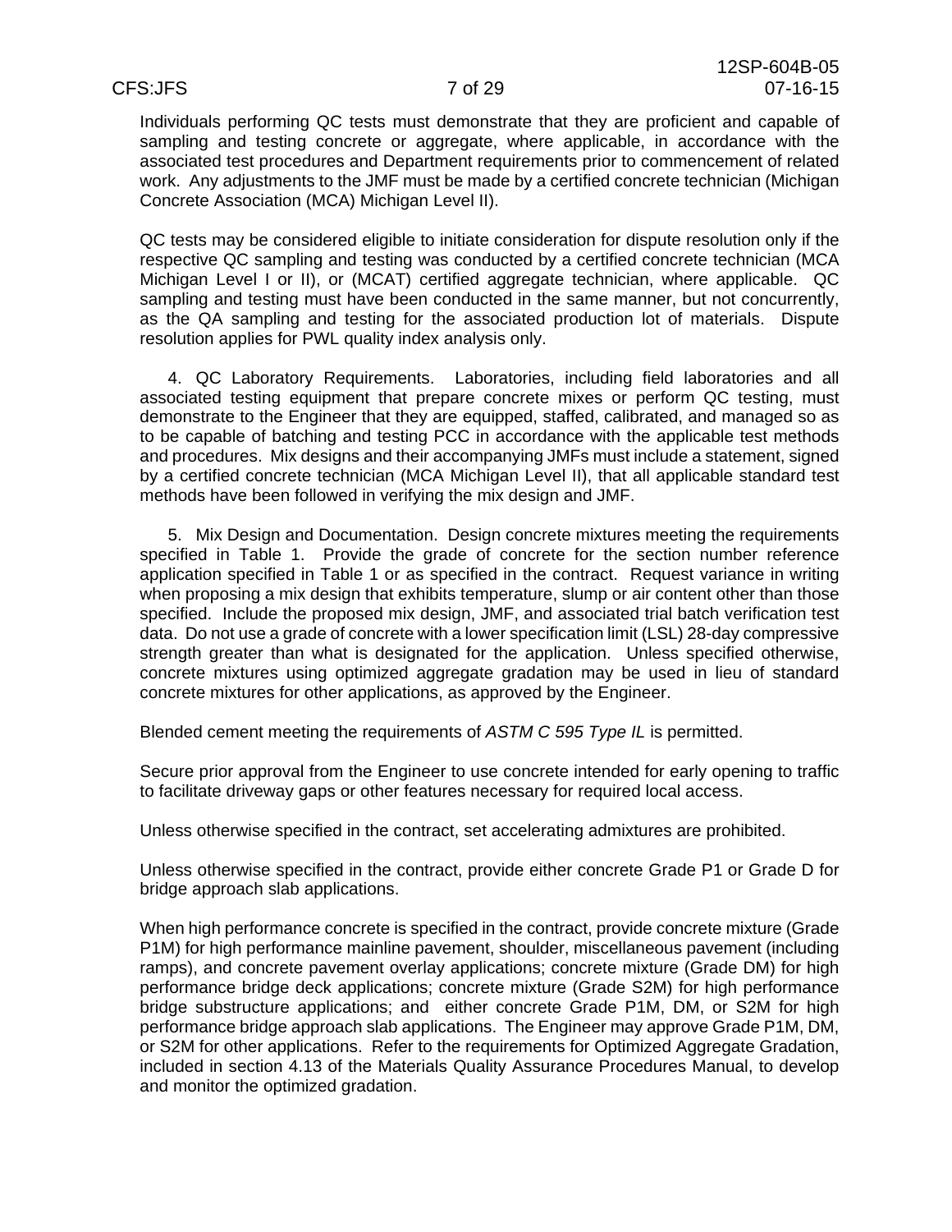Individuals performing QC tests must demonstrate that they are proficient and capable of sampling and testing concrete or aggregate, where applicable, in accordance with the associated test procedures and Department requirements prior to commencement of related work. Any adjustments to the JMF must be made by a certified concrete technician (Michigan Concrete Association (MCA) Michigan Level II).

QC tests may be considered eligible to initiate consideration for dispute resolution only if the respective QC sampling and testing was conducted by a certified concrete technician (MCA Michigan Level I or II), or (MCAT) certified aggregate technician, where applicable. QC sampling and testing must have been conducted in the same manner, but not concurrently, as the QA sampling and testing for the associated production lot of materials. Dispute resolution applies for PWL quality index analysis only.

4. QC Laboratory Requirements. Laboratories, including field laboratories and all associated testing equipment that prepare concrete mixes or perform QC testing, must demonstrate to the Engineer that they are equipped, staffed, calibrated, and managed so as to be capable of batching and testing PCC in accordance with the applicable test methods and procedures. Mix designs and their accompanying JMFs must include a statement, signed by a certified concrete technician (MCA Michigan Level II), that all applicable standard test methods have been followed in verifying the mix design and JMF.

5. Mix Design and Documentation. Design concrete mixtures meeting the requirements specified in Table 1. Provide the grade of concrete for the section number reference application specified in Table 1 or as specified in the contract. Request variance in writing when proposing a mix design that exhibits temperature, slump or air content other than those specified. Include the proposed mix design, JMF, and associated trial batch verification test data. Do not use a grade of concrete with a lower specification limit (LSL) 28-day compressive strength greater than what is designated for the application. Unless specified otherwise, concrete mixtures using optimized aggregate gradation may be used in lieu of standard concrete mixtures for other applications, as approved by the Engineer.

Blended cement meeting the requirements of *ASTM C 595 Type IL* is permitted.

Secure prior approval from the Engineer to use concrete intended for early opening to traffic to facilitate driveway gaps or other features necessary for required local access.

Unless otherwise specified in the contract, set accelerating admixtures are prohibited.

Unless otherwise specified in the contract, provide either concrete Grade P1 or Grade D for bridge approach slab applications.

When high performance concrete is specified in the contract, provide concrete mixture (Grade P1M) for high performance mainline pavement, shoulder, miscellaneous pavement (including ramps), and concrete pavement overlay applications; concrete mixture (Grade DM) for high performance bridge deck applications; concrete mixture (Grade S2M) for high performance bridge substructure applications; and either concrete Grade P1M, DM, or S2M for high performance bridge approach slab applications. The Engineer may approve Grade P1M, DM, or S2M for other applications. Refer to the requirements for Optimized Aggregate Gradation, included in section 4.13 of the Materials Quality Assurance Procedures Manual, to develop and monitor the optimized gradation.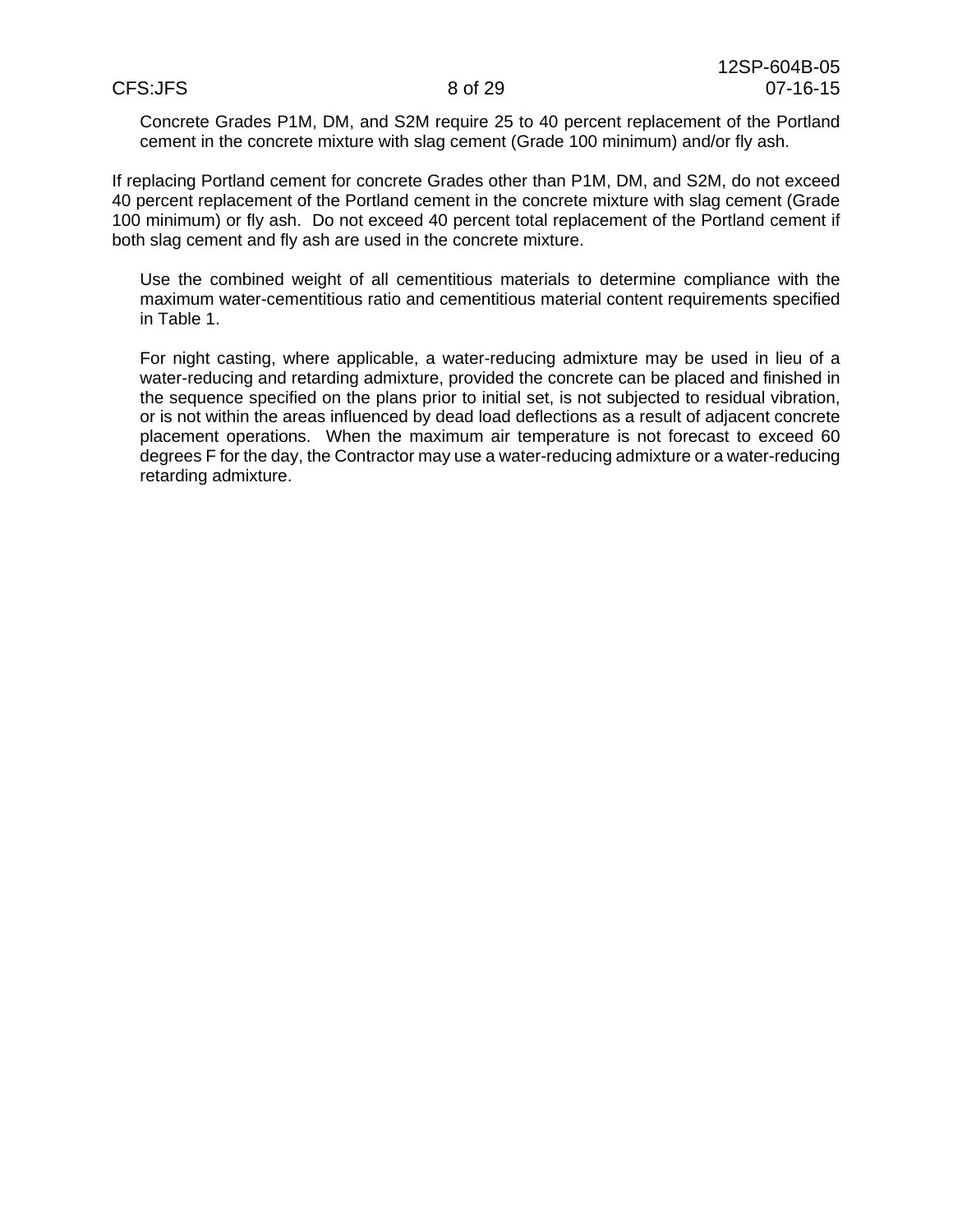Concrete Grades P1M, DM, and S2M require 25 to 40 percent replacement of the Portland cement in the concrete mixture with slag cement (Grade 100 minimum) and/or fly ash.

If replacing Portland cement for concrete Grades other than P1M, DM, and S2M, do not exceed 40 percent replacement of the Portland cement in the concrete mixture with slag cement (Grade 100 minimum) or fly ash. Do not exceed 40 percent total replacement of the Portland cement if both slag cement and fly ash are used in the concrete mixture.

Use the combined weight of all cementitious materials to determine compliance with the maximum water-cementitious ratio and cementitious material content requirements specified in Table 1.

For night casting, where applicable, a water-reducing admixture may be used in lieu of a water-reducing and retarding admixture, provided the concrete can be placed and finished in the sequence specified on the plans prior to initial set, is not subjected to residual vibration, or is not within the areas influenced by dead load deflections as a result of adjacent concrete placement operations. When the maximum air temperature is not forecast to exceed 60 degrees F for the day, the Contractor may use a water-reducing admixture or a water-reducing retarding admixture.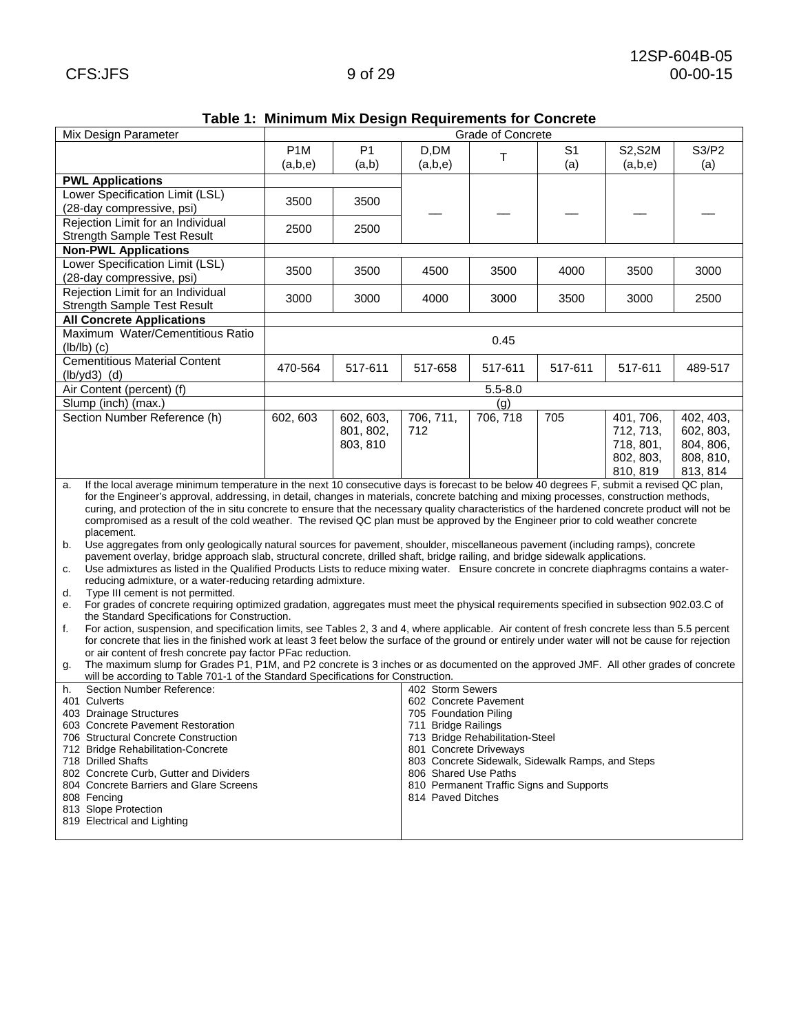**Table 1: Minimum Mix Design Requirements for Concrete**

| Mix Design Parameter | Grade of Concrete | | | | | | |
|---|---|---|---|---|---|---|---|
| | P1M (a,b,e) | P1 (a,b) | D,DM (a,b,e) | T | S1 (a) | S2,S2M (a,b,e) | S3/P2 (a) |
| **PWL Applications** | | | | | | | |
| Lower Specification Limit (LSL) (28-day compressive, psi) | 3500 | 3500 | — | — | — | — | — |
| Rejection Limit for an Individual Strength Sample Test Result | 2500 | 2500 | | | | | |
| **Non-PWL Applications** | | | | | | | |
| Lower Specification Limit (LSL) (28-day compressive, psi) | 3500 | 3500 | 4500 | 3500 | 4000 | 3500 | 3000 |
| Rejection Limit for an Individual Strength Sample Test Result | 3000 | 3000 | 4000 | 3000 | 3500 | 3000 | 2500 |
| **All Concrete Applications** | | | | | | | |
| Maximum Water/Cementitious Ratio (lb/lb) (c) | 0.45 | | | | | | |
| Cementitious Material Content (lb/yd3) (d) | 470-564 | 517-611 | 517-658 | 517-611 | 517-611 | 517-611 | 489-517 |
| Air Content (percent) (f) | 5.5-8.0 | | | | | | |
| Slump (inch) (max.) | (g) | | | | | | |
| Section Number Reference (h) | 602, 603 | 602, 603, 801, 802, 803, 810 | 706, 711, 712 | 706, 718 | 705 | 401, 706, 712, 713, 718, 801, 802, 803, 810, 819 | 402, 403, 602, 803, 804, 806, 808, 810, 813, 814 |

a. If the local average minimum temperature in the next 10 consecutive days is forecast to be below 40 degrees F, submit a revised QC plan, for the Engineer's approval, addressing, in detail, changes in materials, concrete batching and mixing processes, construction methods, curing, and protection of the in situ concrete to ensure that the necessary quality characteristics of the hardened concrete product will not be compromised as a result of the cold weather. The revised QC plan must be approved by the Engineer prior to cold weather concrete placement.

b. Use aggregates from only geologically natural sources for pavement, shoulder, miscellaneous pavement (including ramps), concrete pavement overlay, bridge approach slab, structural concrete, drilled shaft, bridge railing, and bridge sidewalk applications.

c. Use admixtures as listed in the Qualified Products Lists to reduce mixing water. Ensure concrete in concrete diaphragms contains a water-reducing admixture, or a water-reducing retarding admixture.

d. Type III cement is not permitted.

e. For grades of concrete requiring optimized gradation, aggregates must meet the physical requirements specified in subsection 902.03.C of the Standard Specifications for Construction.

f. For action, suspension, and specification limits, see Tables 2, 3 and 4, where applicable. Air content of fresh concrete less than 5.5 percent for concrete that lies in the finished work at least 3 feet below the surface of the ground or entirely under water will not be cause for rejection or air content of fresh concrete pay factor PFac reduction.

g. The maximum slump for Grades P1, P1M, and P2 concrete is 3 inches or as documented on the approved JMF. All other grades of concrete will be according to Table 701-1 of the Standard Specifications for Construction.

h. Section Number Reference:

- 401 Culverts
- 402 Storm Sewers
- 403 Drainage Structures
- 602 Concrete Pavement
- 603 Concrete Pavement Restoration
- 705 Foundation Piling
- 706 Structural Concrete Construction
- 711 Bridge Railings
- 712 Bridge Rehabilitation-Concrete
- 713 Bridge Rehabilitation-Steel
- 718 Drilled Shafts
- 801 Concrete Driveways
- 802 Concrete Curb, Gutter and Dividers
- 803 Concrete Sidewalk, Sidewalk Ramps, and Steps
- 804 Concrete Barriers and Glare Screens
- 806 Shared Use Paths
- 808 Fencing
- 810 Permanent Traffic Signs and Supports
- 813 Slope Protection
- 814 Paved Ditches
- 819 Electrical and Lighting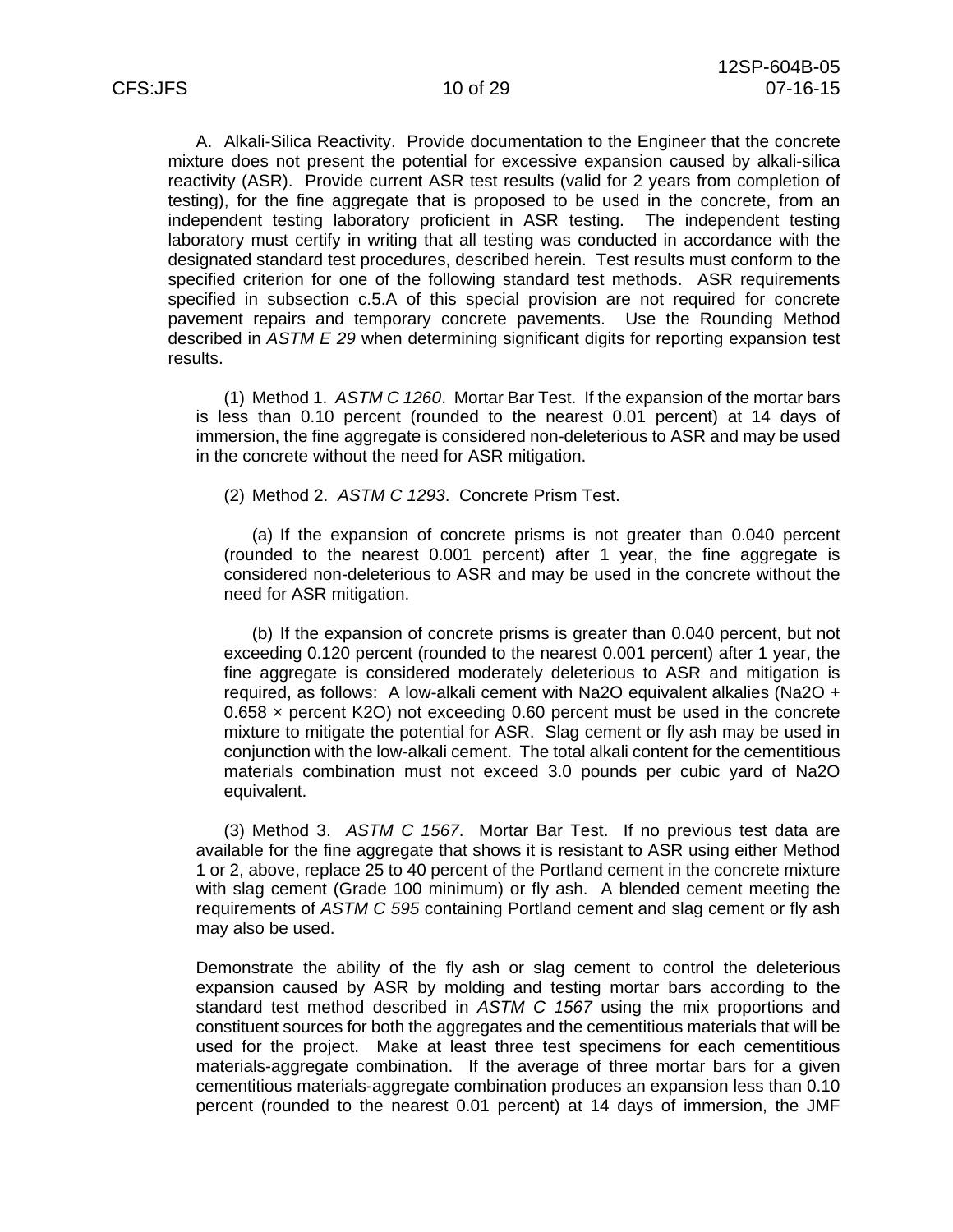A. Alkali-Silica Reactivity. Provide documentation to the Engineer that the concrete mixture does not present the potential for excessive expansion caused by alkali-silica reactivity (ASR). Provide current ASR test results (valid for 2 years from completion of testing), for the fine aggregate that is proposed to be used in the concrete, from an independent testing laboratory proficient in ASR testing. The independent testing laboratory must certify in writing that all testing was conducted in accordance with the designated standard test procedures, described herein. Test results must conform to the specified criterion for one of the following standard test methods. ASR requirements specified in subsection c.5.A of this special provision are not required for concrete pavement repairs and temporary concrete pavements. Use the Rounding Method described in *ASTM E 29* when determining significant digits for reporting expansion test results.

(1) Method 1. *ASTM C 1260*. Mortar Bar Test. If the expansion of the mortar bars is less than 0.10 percent (rounded to the nearest 0.01 percent) at 14 days of immersion, the fine aggregate is considered non-deleterious to ASR and may be used in the concrete without the need for ASR mitigation.

(2) Method 2. *ASTM C 1293*. Concrete Prism Test.

(a) If the expansion of concrete prisms is not greater than 0.040 percent (rounded to the nearest 0.001 percent) after 1 year, the fine aggregate is considered non-deleterious to ASR and may be used in the concrete without the need for ASR mitigation.

(b) If the expansion of concrete prisms is greater than 0.040 percent, but not exceeding 0.120 percent (rounded to the nearest 0.001 percent) after 1 year, the fine aggregate is considered moderately deleterious to ASR and mitigation is required, as follows: A low-alkali cement with $Na_2O$ equivalent alkalies ($Na_2O$ + 0.658 × percent $K_2O$) not exceeding 0.60 percent must be used in the concrete mixture to mitigate the potential for ASR. Slag cement or fly ash may be used in conjunction with the low-alkali cement. The total alkali content for the cementitious materials combination must not exceed 3.0 pounds per cubic yard of $Na_2O$ equivalent.

(3) Method 3. *ASTM C 1567*. Mortar Bar Test. If no previous test data are available for the fine aggregate that shows it is resistant to ASR using either Method 1 or 2, above, replace 25 to 40 percent of the Portland cement in the concrete mixture with slag cement (Grade 100 minimum) or fly ash. A blended cement meeting the requirements of *ASTM C 595* containing Portland cement and slag cement or fly ash may also be used.

Demonstrate the ability of the fly ash or slag cement to control the deleterious expansion caused by ASR by molding and testing mortar bars according to the standard test method described in *ASTM C 1567* using the mix proportions and constituent sources for both the aggregates and the cementitious materials that will be used for the project. Make at least three test specimens for each cementitious materials-aggregate combination. If the average of three mortar bars for a given cementitious materials-aggregate combination produces an expansion less than 0.10 percent (rounded to the nearest 0.01 percent) at 14 days of immersion, the JMF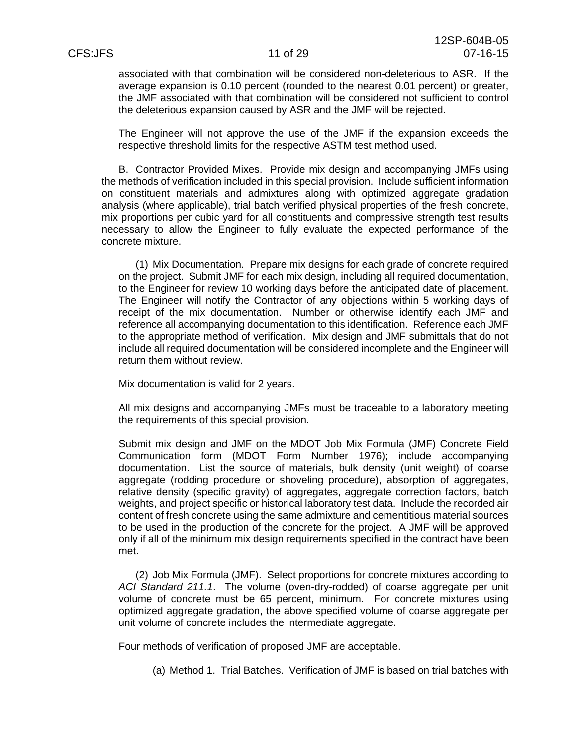associated with that combination will be considered non-deleterious to ASR. If the average expansion is 0.10 percent (rounded to the nearest 0.01 percent) or greater, the JMF associated with that combination will be considered not sufficient to control the deleterious expansion caused by ASR and the JMF will be rejected.

The Engineer will not approve the use of the JMF if the expansion exceeds the respective threshold limits for the respective ASTM test method used.

B. Contractor Provided Mixes. Provide mix design and accompanying JMFs using the methods of verification included in this special provision. Include sufficient information on constituent materials and admixtures along with optimized aggregate gradation analysis (where applicable), trial batch verified physical properties of the fresh concrete, mix proportions per cubic yard for all constituents and compressive strength test results necessary to allow the Engineer to fully evaluate the expected performance of the concrete mixture.

(1) Mix Documentation. Prepare mix designs for each grade of concrete required on the project. Submit JMF for each mix design, including all required documentation, to the Engineer for review 10 working days before the anticipated date of placement. The Engineer will notify the Contractor of any objections within 5 working days of receipt of the mix documentation. Number or otherwise identify each JMF and reference all accompanying documentation to this identification. Reference each JMF to the appropriate method of verification. Mix design and JMF submittals that do not include all required documentation will be considered incomplete and the Engineer will return them without review.

Mix documentation is valid for 2 years.

All mix designs and accompanying JMFs must be traceable to a laboratory meeting the requirements of this special provision.

Submit mix design and JMF on the MDOT Job Mix Formula (JMF) Concrete Field Communication form (MDOT Form Number 1976); include accompanying documentation. List the source of materials, bulk density (unit weight) of coarse aggregate (rodding procedure or shoveling procedure), absorption of aggregates, relative density (specific gravity) of aggregates, aggregate correction factors, batch weights, and project specific or historical laboratory test data. Include the recorded air content of fresh concrete using the same admixture and cementitious material sources to be used in the production of the concrete for the project. A JMF will be approved only if all of the minimum mix design requirements specified in the contract have been met.

(2) Job Mix Formula (JMF). Select proportions for concrete mixtures according to *ACI Standard 211.1*. The volume (oven-dry-rodded) of coarse aggregate per unit volume of concrete must be 65 percent, minimum. For concrete mixtures using optimized aggregate gradation, the above specified volume of coarse aggregate per unit volume of concrete includes the intermediate aggregate.

Four methods of verification of proposed JMF are acceptable.

(a) Method 1. Trial Batches. Verification of JMF is based on trial batches with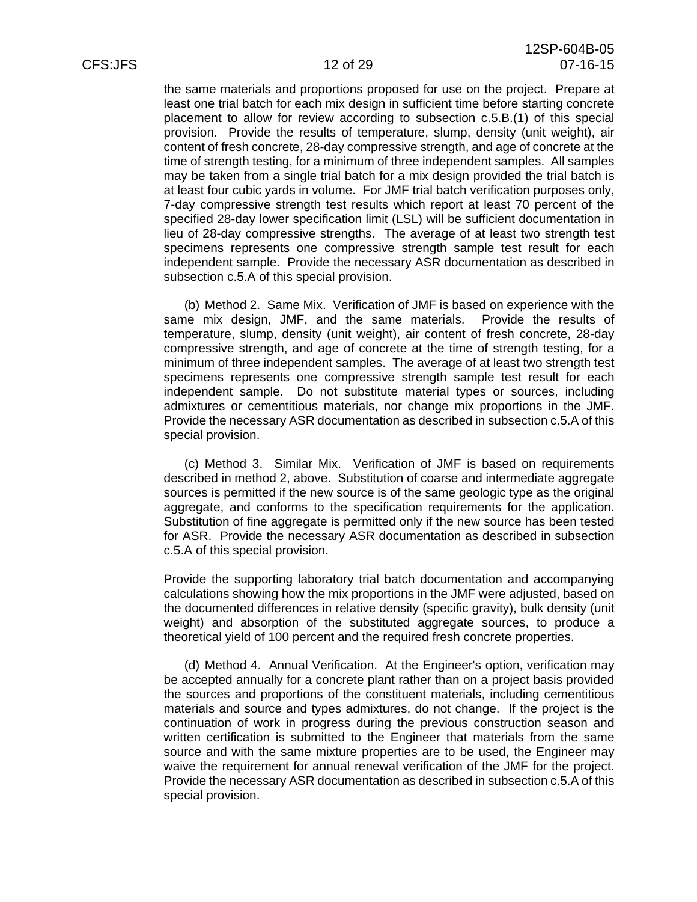the same materials and proportions proposed for use on the project. Prepare at least one trial batch for each mix design in sufficient time before starting concrete placement to allow for review according to subsection c.5.B.(1) of this special provision. Provide the results of temperature, slump, density (unit weight), air content of fresh concrete, 28-day compressive strength, and age of concrete at the time of strength testing, for a minimum of three independent samples. All samples may be taken from a single trial batch for a mix design provided the trial batch is at least four cubic yards in volume. For JMF trial batch verification purposes only, 7-day compressive strength test results which report at least 70 percent of the specified 28-day lower specification limit (LSL) will be sufficient documentation in lieu of 28-day compressive strengths. The average of at least two strength test specimens represents one compressive strength sample test result for each independent sample. Provide the necessary ASR documentation as described in subsection c.5.A of this special provision.

(b) Method 2. Same Mix. Verification of JMF is based on experience with the same mix design, JMF, and the same materials. Provide the results of temperature, slump, density (unit weight), air content of fresh concrete, 28-day compressive strength, and age of concrete at the time of strength testing, for a minimum of three independent samples. The average of at least two strength test specimens represents one compressive strength sample test result for each independent sample. Do not substitute material types or sources, including admixtures or cementitious materials, nor change mix proportions in the JMF. Provide the necessary ASR documentation as described in subsection c.5.A of this special provision.

(c) Method 3. Similar Mix. Verification of JMF is based on requirements described in method 2, above. Substitution of coarse and intermediate aggregate sources is permitted if the new source is of the same geologic type as the original aggregate, and conforms to the specification requirements for the application. Substitution of fine aggregate is permitted only if the new source has been tested for ASR. Provide the necessary ASR documentation as described in subsection c.5.A of this special provision.

Provide the supporting laboratory trial batch documentation and accompanying calculations showing how the mix proportions in the JMF were adjusted, based on the documented differences in relative density (specific gravity), bulk density (unit weight) and absorption of the substituted aggregate sources, to produce a theoretical yield of 100 percent and the required fresh concrete properties.

(d) Method 4. Annual Verification. At the Engineer's option, verification may be accepted annually for a concrete plant rather than on a project basis provided the sources and proportions of the constituent materials, including cementitious materials and source and types admixtures, do not change. If the project is the continuation of work in progress during the previous construction season and written certification is submitted to the Engineer that materials from the same source and with the same mixture properties are to be used, the Engineer may waive the requirement for annual renewal verification of the JMF for the project. Provide the necessary ASR documentation as described in subsection c.5.A of this special provision.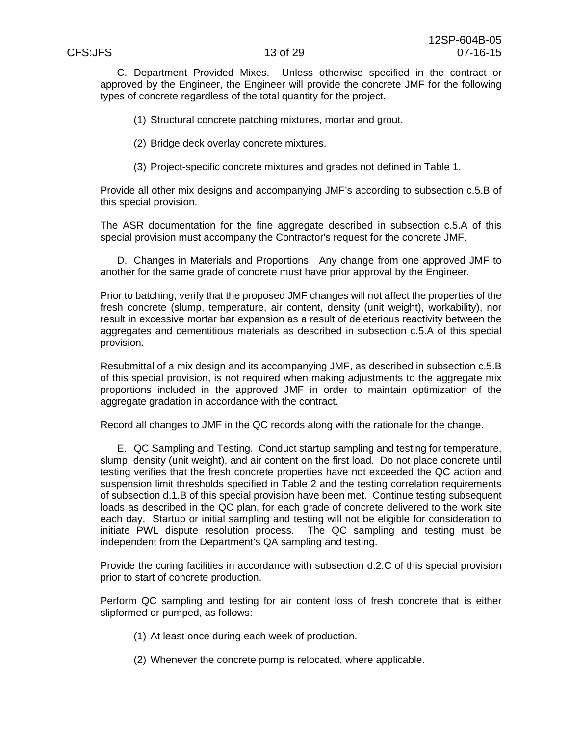C. Department Provided Mixes. Unless otherwise specified in the contract or approved by the Engineer, the Engineer will provide the concrete JMF for the following types of concrete regardless of the total quantity for the project.

(1) Structural concrete patching mixtures, mortar and grout.

(2) Bridge deck overlay concrete mixtures.

(3) Project-specific concrete mixtures and grades not defined in Table 1.

Provide all other mix designs and accompanying JMF's according to subsection c.5.B of this special provision.

The ASR documentation for the fine aggregate described in subsection c.5.A of this special provision must accompany the Contractor's request for the concrete JMF.

D. Changes in Materials and Proportions. Any change from one approved JMF to another for the same grade of concrete must have prior approval by the Engineer.

Prior to batching, verify that the proposed JMF changes will not affect the properties of the fresh concrete (slump, temperature, air content, density (unit weight), workability), nor result in excessive mortar bar expansion as a result of deleterious reactivity between the aggregates and cementitious materials as described in subsection c.5.A of this special provision.

Resubmittal of a mix design and its accompanying JMF, as described in subsection c.5.B of this special provision, is not required when making adjustments to the aggregate mix proportions included in the approved JMF in order to maintain optimization of the aggregate gradation in accordance with the contract.

Record all changes to JMF in the QC records along with the rationale for the change.

E. QC Sampling and Testing. Conduct startup sampling and testing for temperature, slump, density (unit weight), and air content on the first load. Do not place concrete until testing verifies that the fresh concrete properties have not exceeded the QC action and suspension limit thresholds specified in Table 2 and the testing correlation requirements of subsection d.1.B of this special provision have been met. Continue testing subsequent loads as described in the QC plan, for each grade of concrete delivered to the work site each day. Startup or initial sampling and testing will not be eligible for consideration to initiate PWL dispute resolution process. The QC sampling and testing must be independent from the Department's QA sampling and testing.

Provide the curing facilities in accordance with subsection d.2.C of this special provision prior to start of concrete production.

Perform QC sampling and testing for air content loss of fresh concrete that is either slipformed or pumped, as follows:

(1) At least once during each week of production.

(2) Whenever the concrete pump is relocated, where applicable.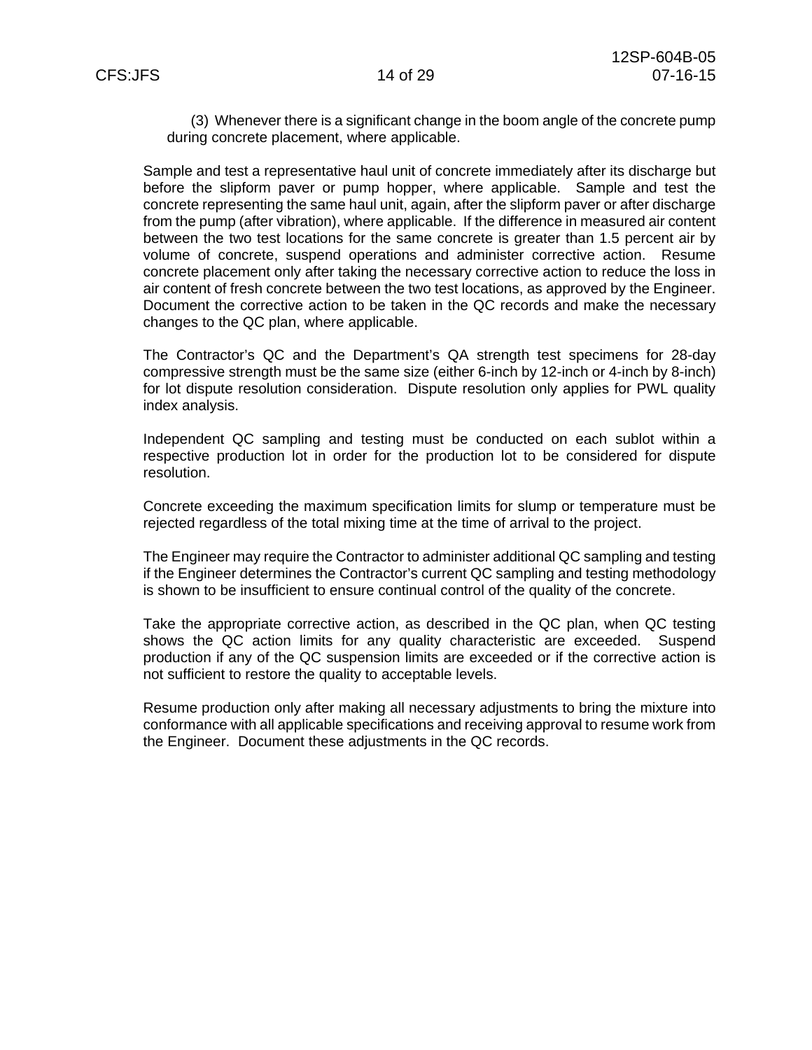(3) Whenever there is a significant change in the boom angle of the concrete pump during concrete placement, where applicable.

Sample and test a representative haul unit of concrete immediately after its discharge but before the slipform paver or pump hopper, where applicable. Sample and test the concrete representing the same haul unit, again, after the slipform paver or after discharge from the pump (after vibration), where applicable. If the difference in measured air content between the two test locations for the same concrete is greater than 1.5 percent air by volume of concrete, suspend operations and administer corrective action. Resume concrete placement only after taking the necessary corrective action to reduce the loss in air content of fresh concrete between the two test locations, as approved by the Engineer. Document the corrective action to be taken in the QC records and make the necessary changes to the QC plan, where applicable.

The Contractor's QC and the Department's QA strength test specimens for 28-day compressive strength must be the same size (either 6-inch by 12-inch or 4-inch by 8-inch) for lot dispute resolution consideration. Dispute resolution only applies for PWL quality index analysis.

Independent QC sampling and testing must be conducted on each sublot within a respective production lot in order for the production lot to be considered for dispute resolution.

Concrete exceeding the maximum specification limits for slump or temperature must be rejected regardless of the total mixing time at the time of arrival to the project.

The Engineer may require the Contractor to administer additional QC sampling and testing if the Engineer determines the Contractor's current QC sampling and testing methodology is shown to be insufficient to ensure continual control of the quality of the concrete.

Take the appropriate corrective action, as described in the QC plan, when QC testing shows the QC action limits for any quality characteristic are exceeded. Suspend production if any of the QC suspension limits are exceeded or if the corrective action is not sufficient to restore the quality to acceptable levels.

Resume production only after making all necessary adjustments to bring the mixture into conformance with all applicable specifications and receiving approval to resume work from the Engineer. Document these adjustments in the QC records.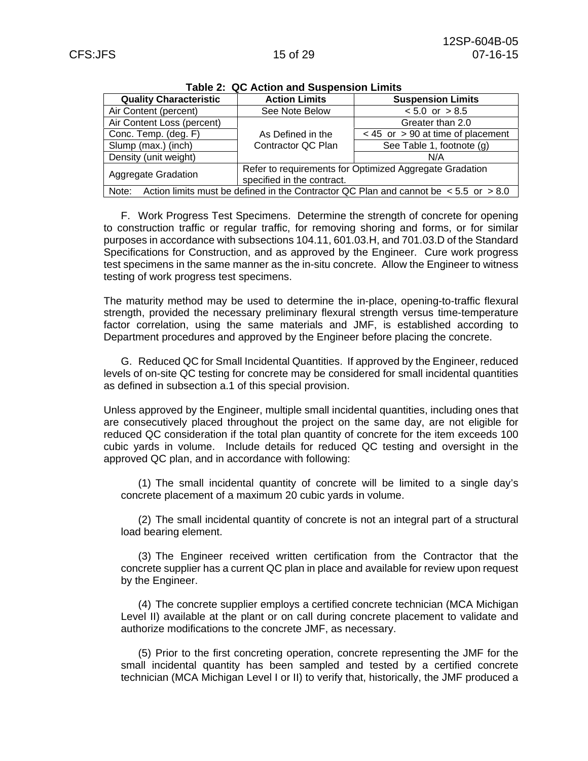**Table 2: QC Action and Suspension Limits**

| Quality Characteristic | Action Limits | Suspension Limits |
|---|---|---|
| Air Content (percent) | See Note Below | < 5.0 or > 8.5 |
| Air Content Loss (percent) | As Defined in the Contractor QC Plan | Greater than 2.0 |
| Conc. Temp. (deg. F) | | < 45 or > 90 at time of placement |
| Slump (max.) (inch) | | See Table 1, footnote (g) |
| Density (unit weight) | | N/A |
| Aggregate Gradation | Refer to requirements for Optimized Aggregate Gradation specified in the contract. | |
| Note: Action limits must be defined in the Contractor QC Plan and cannot be < 5.5 or > 8.0 | | |

F. Work Progress Test Specimens. Determine the strength of concrete for opening to construction traffic or regular traffic, for removing shoring and forms, or for similar purposes in accordance with subsections 104.11, 601.03.H, and 701.03.D of the Standard Specifications for Construction, and as approved by the Engineer. Cure work progress test specimens in the same manner as the in-situ concrete. Allow the Engineer to witness testing of work progress test specimens.

The maturity method may be used to determine the in-place, opening-to-traffic flexural strength, provided the necessary preliminary flexural strength versus time-temperature factor correlation, using the same materials and JMF, is established according to Department procedures and approved by the Engineer before placing the concrete.

G. Reduced QC for Small Incidental Quantities. If approved by the Engineer, reduced levels of on-site QC testing for concrete may be considered for small incidental quantities as defined in subsection a.1 of this special provision.

Unless approved by the Engineer, multiple small incidental quantities, including ones that are consecutively placed throughout the project on the same day, are not eligible for reduced QC consideration if the total plan quantity of concrete for the item exceeds 100 cubic yards in volume. Include details for reduced QC testing and oversight in the approved QC plan, and in accordance with following:

(1) The small incidental quantity of concrete will be limited to a single day's concrete placement of a maximum 20 cubic yards in volume.

(2) The small incidental quantity of concrete is not an integral part of a structural load bearing element.

(3) The Engineer received written certification from the Contractor that the concrete supplier has a current QC plan in place and available for review upon request by the Engineer.

(4) The concrete supplier employs a certified concrete technician (MCA Michigan Level II) available at the plant or on call during concrete placement to validate and authorize modifications to the concrete JMF, as necessary.

(5) Prior to the first concreting operation, concrete representing the JMF for the small incidental quantity has been sampled and tested by a certified concrete technician (MCA Michigan Level I or II) to verify that, historically, the JMF produced a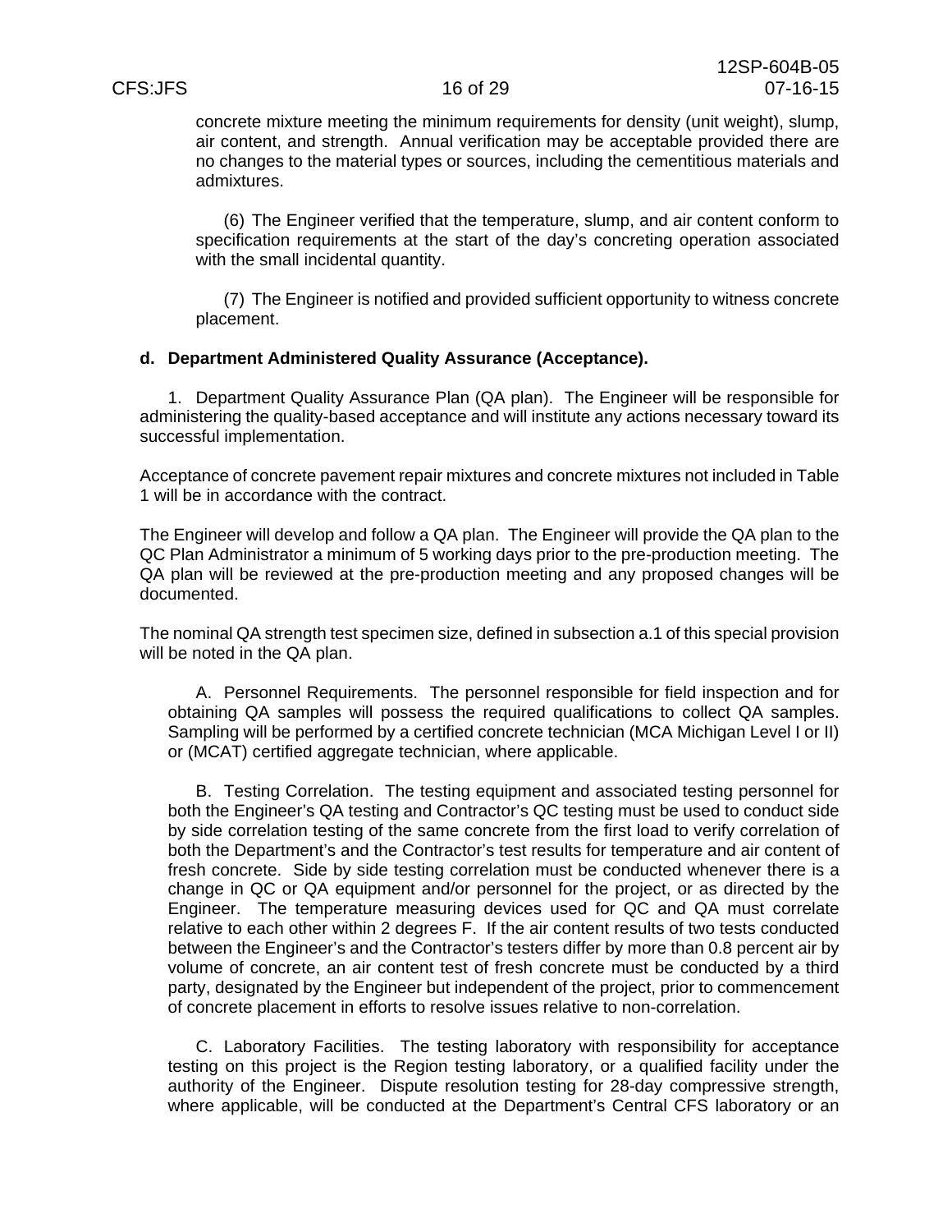concrete mixture meeting the minimum requirements for density (unit weight), slump, air content, and strength. Annual verification may be acceptable provided there are no changes to the material types or sources, including the cementitious materials and admixtures.

(6) The Engineer verified that the temperature, slump, and air content conform to specification requirements at the start of the day's concreting operation associated with the small incidental quantity.

(7) The Engineer is notified and provided sufficient opportunity to witness concrete placement.

**d. Department Administered Quality Assurance (Acceptance).**

1. Department Quality Assurance Plan (QA plan). The Engineer will be responsible for administering the quality-based acceptance and will institute any actions necessary toward its successful implementation.

Acceptance of concrete pavement repair mixtures and concrete mixtures not included in Table 1 will be in accordance with the contract.

The Engineer will develop and follow a QA plan. The Engineer will provide the QA plan to the QC Plan Administrator a minimum of 5 working days prior to the pre-production meeting. The QA plan will be reviewed at the pre-production meeting and any proposed changes will be documented.

The nominal QA strength test specimen size, defined in subsection a.1 of this special provision will be noted in the QA plan.

A. Personnel Requirements. The personnel responsible for field inspection and for obtaining QA samples will possess the required qualifications to collect QA samples. Sampling will be performed by a certified concrete technician (MCA Michigan Level I or II) or (MCAT) certified aggregate technician, where applicable.

B. Testing Correlation. The testing equipment and associated testing personnel for both the Engineer's QA testing and Contractor's QC testing must be used to conduct side by side correlation testing of the same concrete from the first load to verify correlation of both the Department's and the Contractor's test results for temperature and air content of fresh concrete. Side by side testing correlation must be conducted whenever there is a change in QC or QA equipment and/or personnel for the project, or as directed by the Engineer. The temperature measuring devices used for QC and QA must correlate relative to each other within 2 degrees F. If the air content results of two tests conducted between the Engineer's and the Contractor's testers differ by more than 0.8 percent air by volume of concrete, an air content test of fresh concrete must be conducted by a third party, designated by the Engineer but independent of the project, prior to commencement of concrete placement in efforts to resolve issues relative to non-correlation.

C. Laboratory Facilities. The testing laboratory with responsibility for acceptance testing on this project is the Region testing laboratory, or a qualified facility under the authority of the Engineer. Dispute resolution testing for 28-day compressive strength, where applicable, will be conducted at the Department's Central CFS laboratory or an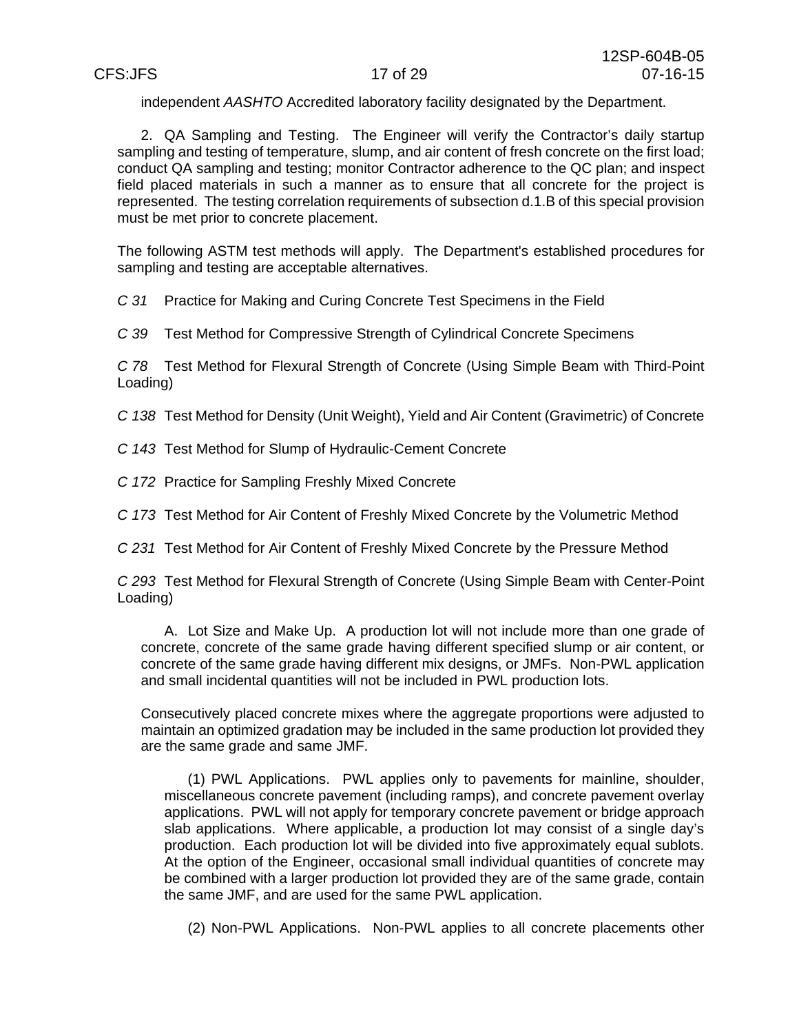independent *AASHTO* Accredited laboratory facility designated by the Department.

2. QA Sampling and Testing. The Engineer will verify the Contractor's daily startup sampling and testing of temperature, slump, and air content of fresh concrete on the first load; conduct QA sampling and testing; monitor Contractor adherence to the QC plan; and inspect field placed materials in such a manner as to ensure that all concrete for the project is represented. The testing correlation requirements of subsection d.1.B of this special provision must be met prior to concrete placement.

The following ASTM test methods will apply. The Department's established procedures for sampling and testing are acceptable alternatives.

*C 31* Practice for Making and Curing Concrete Test Specimens in the Field

*C 39* Test Method for Compressive Strength of Cylindrical Concrete Specimens

*C 78* Test Method for Flexural Strength of Concrete (Using Simple Beam with Third-Point Loading)

*C 138* Test Method for Density (Unit Weight), Yield and Air Content (Gravimetric) of Concrete

*C 143* Test Method for Slump of Hydraulic-Cement Concrete

*C 172* Practice for Sampling Freshly Mixed Concrete

*C 173* Test Method for Air Content of Freshly Mixed Concrete by the Volumetric Method

*C 231* Test Method for Air Content of Freshly Mixed Concrete by the Pressure Method

*C 293* Test Method for Flexural Strength of Concrete (Using Simple Beam with Center-Point Loading)

A. Lot Size and Make Up. A production lot will not include more than one grade of concrete, concrete of the same grade having different specified slump or air content, or concrete of the same grade having different mix designs, or JMFs. Non-PWL application and small incidental quantities will not be included in PWL production lots.

Consecutively placed concrete mixes where the aggregate proportions were adjusted to maintain an optimized gradation may be included in the same production lot provided they are the same grade and same JMF.

(1) PWL Applications. PWL applies only to pavements for mainline, shoulder, miscellaneous concrete pavement (including ramps), and concrete pavement overlay applications. PWL will not apply for temporary concrete pavement or bridge approach slab applications. Where applicable, a production lot may consist of a single day's production. Each production lot will be divided into five approximately equal sublots. At the option of the Engineer, occasional small individual quantities of concrete may be combined with a larger production lot provided they are of the same grade, contain the same JMF, and are used for the same PWL application.

(2) Non-PWL Applications. Non-PWL applies to all concrete placements other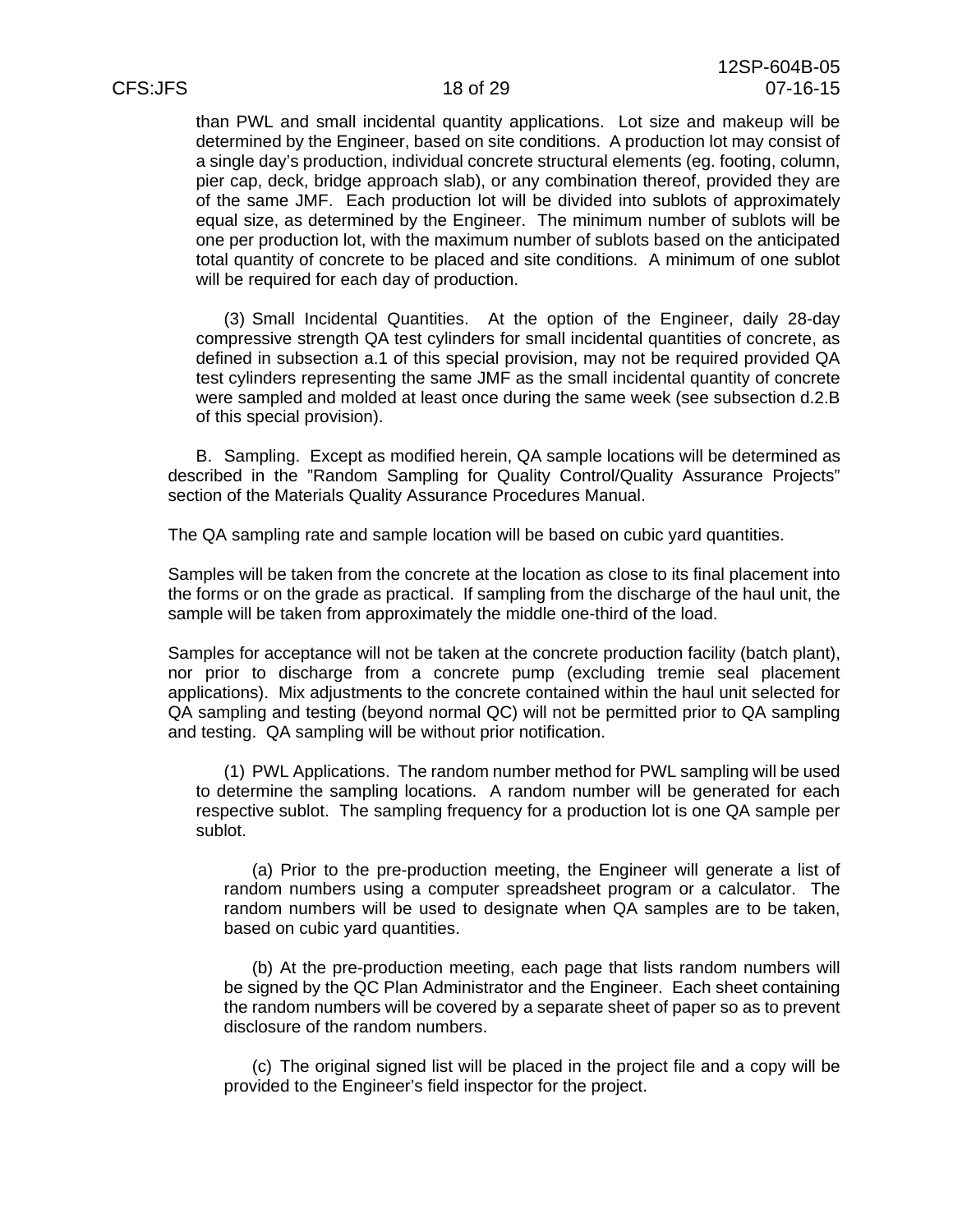than PWL and small incidental quantity applications. Lot size and makeup will be determined by the Engineer, based on site conditions. A production lot may consist of a single day's production, individual concrete structural elements (eg. footing, column, pier cap, deck, bridge approach slab), or any combination thereof, provided they are of the same JMF. Each production lot will be divided into sublots of approximately equal size, as determined by the Engineer. The minimum number of sublots will be one per production lot, with the maximum number of sublots based on the anticipated total quantity of concrete to be placed and site conditions. A minimum of one sublot will be required for each day of production.

(3) Small Incidental Quantities. At the option of the Engineer, daily 28-day compressive strength QA test cylinders for small incidental quantities of concrete, as defined in subsection a.1 of this special provision, may not be required provided QA test cylinders representing the same JMF as the small incidental quantity of concrete were sampled and molded at least once during the same week (see subsection d.2.B of this special provision).

B. Sampling. Except as modified herein, QA sample locations will be determined as described in the "Random Sampling for Quality Control/Quality Assurance Projects" section of the Materials Quality Assurance Procedures Manual.

The QA sampling rate and sample location will be based on cubic yard quantities.

Samples will be taken from the concrete at the location as close to its final placement into the forms or on the grade as practical. If sampling from the discharge of the haul unit, the sample will be taken from approximately the middle one-third of the load.

Samples for acceptance will not be taken at the concrete production facility (batch plant), nor prior to discharge from a concrete pump (excluding tremie seal placement applications). Mix adjustments to the concrete contained within the haul unit selected for QA sampling and testing (beyond normal QC) will not be permitted prior to QA sampling and testing. QA sampling will be without prior notification.

(1) PWL Applications. The random number method for PWL sampling will be used to determine the sampling locations. A random number will be generated for each respective sublot. The sampling frequency for a production lot is one QA sample per sublot.

(a) Prior to the pre-production meeting, the Engineer will generate a list of random numbers using a computer spreadsheet program or a calculator. The random numbers will be used to designate when QA samples are to be taken, based on cubic yard quantities.

(b) At the pre-production meeting, each page that lists random numbers will be signed by the QC Plan Administrator and the Engineer. Each sheet containing the random numbers will be covered by a separate sheet of paper so as to prevent disclosure of the random numbers.

(c) The original signed list will be placed in the project file and a copy will be provided to the Engineer's field inspector for the project.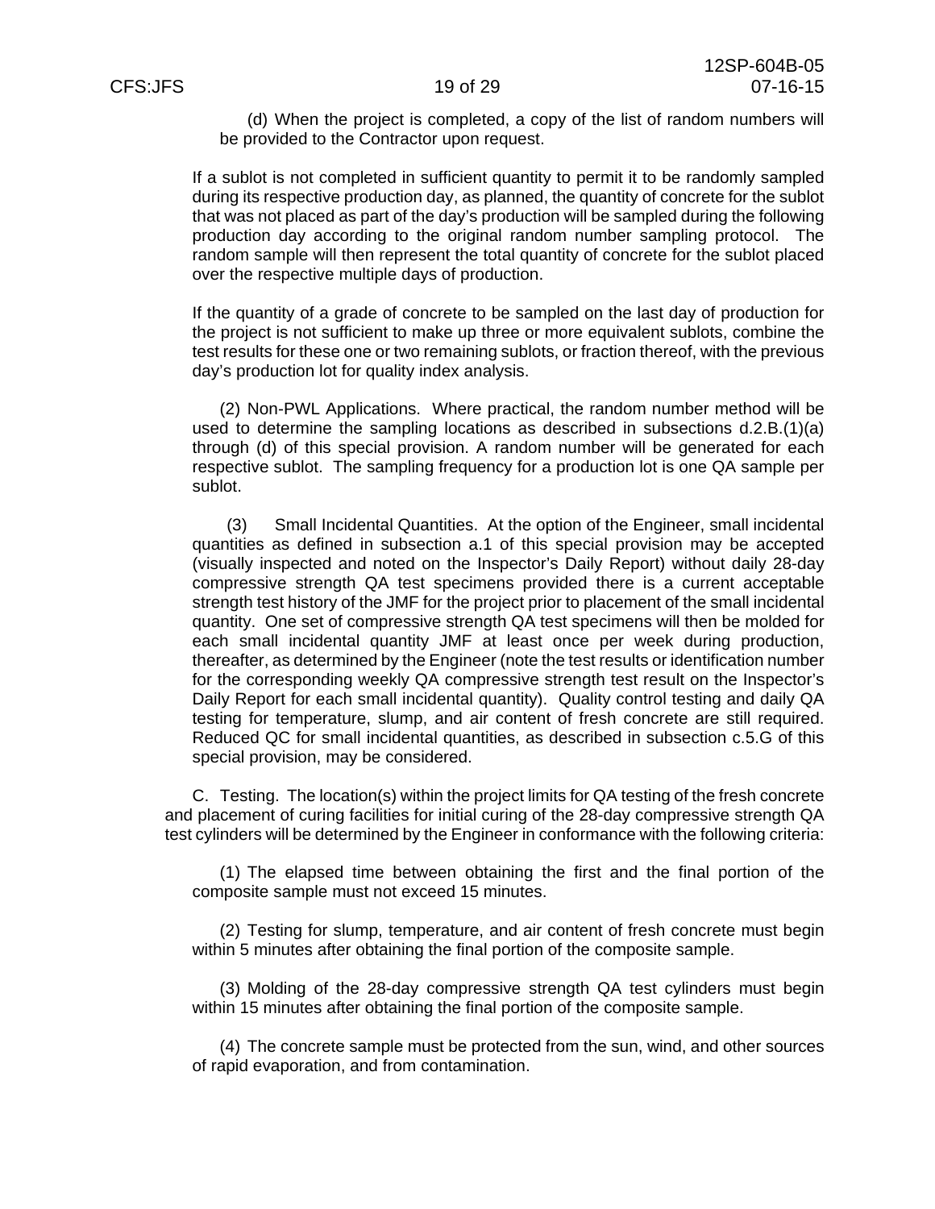(d) When the project is completed, a copy of the list of random numbers will be provided to the Contractor upon request.

If a sublot is not completed in sufficient quantity to permit it to be randomly sampled during its respective production day, as planned, the quantity of concrete for the sublot that was not placed as part of the day's production will be sampled during the following production day according to the original random number sampling protocol. The random sample will then represent the total quantity of concrete for the sublot placed over the respective multiple days of production.

If the quantity of a grade of concrete to be sampled on the last day of production for the project is not sufficient to make up three or more equivalent sublots, combine the test results for these one or two remaining sublots, or fraction thereof, with the previous day's production lot for quality index analysis.

(2) Non-PWL Applications. Where practical, the random number method will be used to determine the sampling locations as described in subsections d.2.B.(1)(a) through (d) of this special provision. A random number will be generated for each respective sublot. The sampling frequency for a production lot is one QA sample per sublot.

(3) Small Incidental Quantities. At the option of the Engineer, small incidental quantities as defined in subsection a.1 of this special provision may be accepted (visually inspected and noted on the Inspector's Daily Report) without daily 28-day compressive strength QA test specimens provided there is a current acceptable strength test history of the JMF for the project prior to placement of the small incidental quantity. One set of compressive strength QA test specimens will then be molded for each small incidental quantity JMF at least once per week during production, thereafter, as determined by the Engineer (note the test results or identification number for the corresponding weekly QA compressive strength test result on the Inspector's Daily Report for each small incidental quantity). Quality control testing and daily QA testing for temperature, slump, and air content of fresh concrete are still required. Reduced QC for small incidental quantities, as described in subsection c.5.G of this special provision, may be considered.

C. Testing. The location(s) within the project limits for QA testing of the fresh concrete and placement of curing facilities for initial curing of the 28-day compressive strength QA test cylinders will be determined by the Engineer in conformance with the following criteria:

(1) The elapsed time between obtaining the first and the final portion of the composite sample must not exceed 15 minutes.

(2) Testing for slump, temperature, and air content of fresh concrete must begin within 5 minutes after obtaining the final portion of the composite sample.

(3) Molding of the 28-day compressive strength QA test cylinders must begin within 15 minutes after obtaining the final portion of the composite sample.

(4) The concrete sample must be protected from the sun, wind, and other sources of rapid evaporation, and from contamination.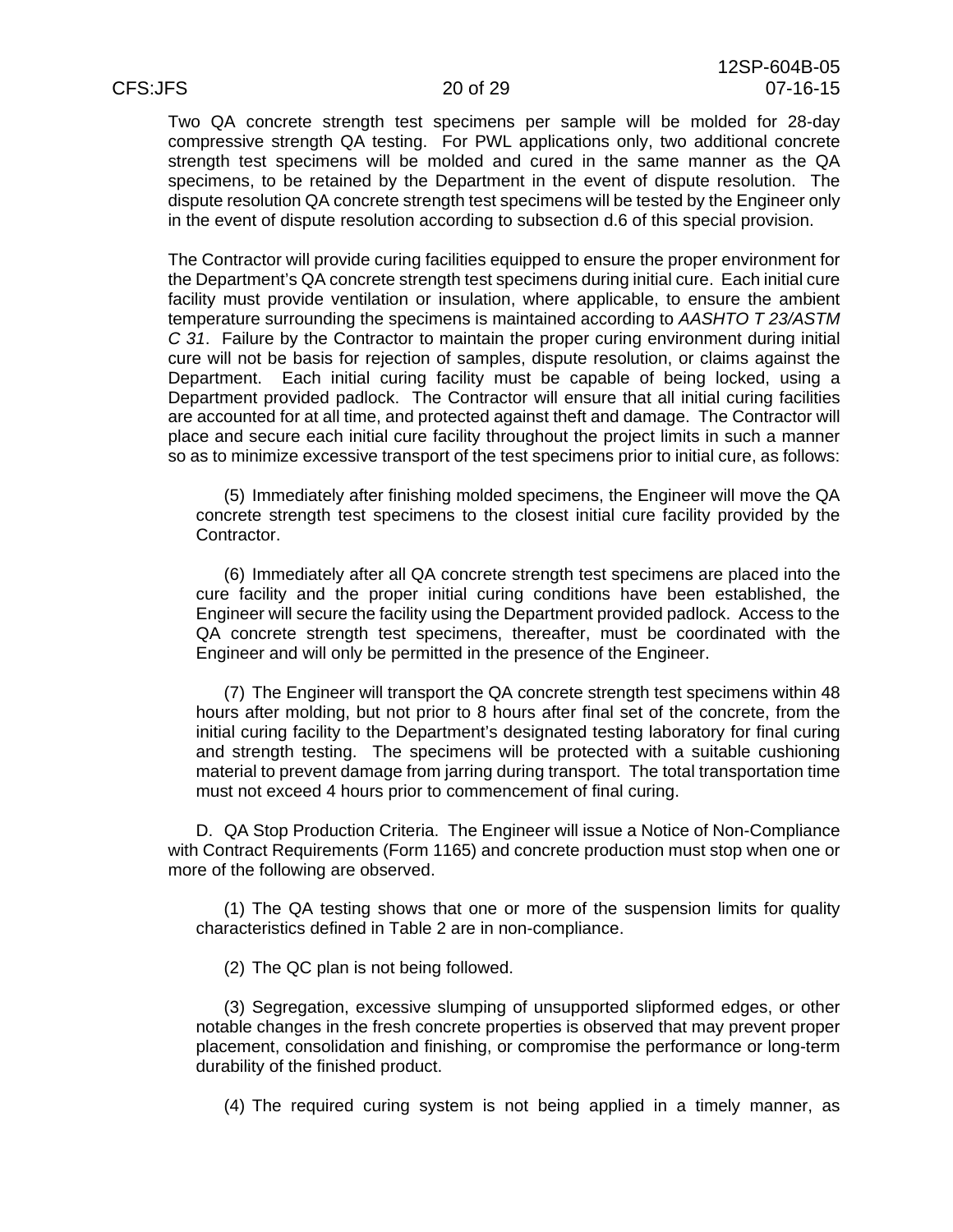Two QA concrete strength test specimens per sample will be molded for 28-day compressive strength QA testing. For PWL applications only, two additional concrete strength test specimens will be molded and cured in the same manner as the QA specimens, to be retained by the Department in the event of dispute resolution. The dispute resolution QA concrete strength test specimens will be tested by the Engineer only in the event of dispute resolution according to subsection d.6 of this special provision.

The Contractor will provide curing facilities equipped to ensure the proper environment for the Department's QA concrete strength test specimens during initial cure. Each initial cure facility must provide ventilation or insulation, where applicable, to ensure the ambient temperature surrounding the specimens is maintained according to *AASHTO T 23/ASTM C 31*. Failure by the Contractor to maintain the proper curing environment during initial cure will not be basis for rejection of samples, dispute resolution, or claims against the Department. Each initial curing facility must be capable of being locked, using a Department provided padlock. The Contractor will ensure that all initial curing facilities are accounted for at all time, and protected against theft and damage. The Contractor will place and secure each initial cure facility throughout the project limits in such a manner so as to minimize excessive transport of the test specimens prior to initial cure, as follows:

(5) Immediately after finishing molded specimens, the Engineer will move the QA concrete strength test specimens to the closest initial cure facility provided by the Contractor.

(6) Immediately after all QA concrete strength test specimens are placed into the cure facility and the proper initial curing conditions have been established, the Engineer will secure the facility using the Department provided padlock. Access to the QA concrete strength test specimens, thereafter, must be coordinated with the Engineer and will only be permitted in the presence of the Engineer.

(7) The Engineer will transport the QA concrete strength test specimens within 48 hours after molding, but not prior to 8 hours after final set of the concrete, from the initial curing facility to the Department's designated testing laboratory for final curing and strength testing. The specimens will be protected with a suitable cushioning material to prevent damage from jarring during transport. The total transportation time must not exceed 4 hours prior to commencement of final curing.

D. QA Stop Production Criteria. The Engineer will issue a Notice of Non-Compliance with Contract Requirements (Form 1165) and concrete production must stop when one or more of the following are observed.

(1) The QA testing shows that one or more of the suspension limits for quality characteristics defined in Table 2 are in non-compliance.

(2) The QC plan is not being followed.

(3) Segregation, excessive slumping of unsupported slipformed edges, or other notable changes in the fresh concrete properties is observed that may prevent proper placement, consolidation and finishing, or compromise the performance or long-term durability of the finished product.

(4) The required curing system is not being applied in a timely manner, as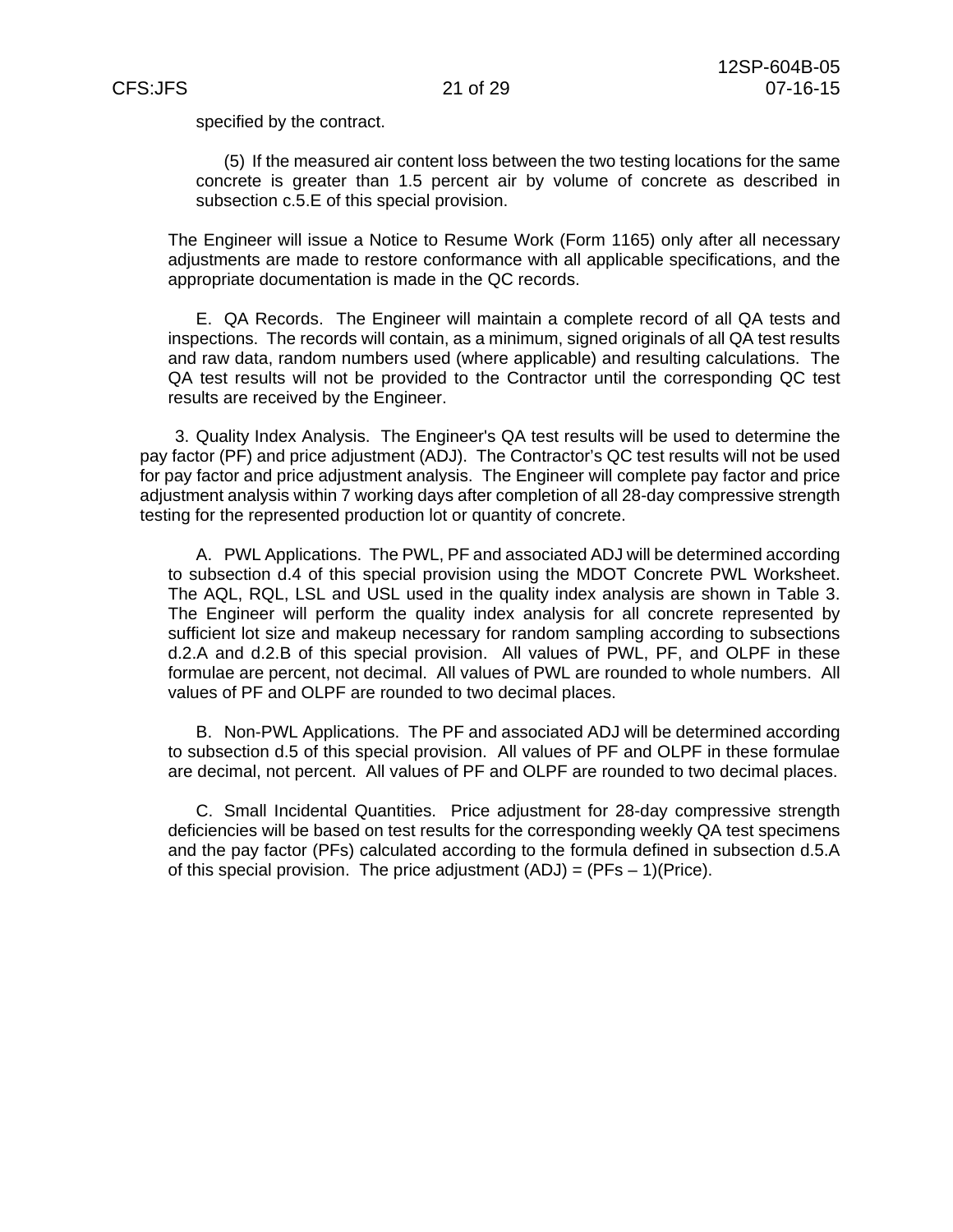specified by the contract.

(5) If the measured air content loss between the two testing locations for the same concrete is greater than 1.5 percent air by volume of concrete as described in subsection c.5.E of this special provision.

The Engineer will issue a Notice to Resume Work (Form 1165) only after all necessary adjustments are made to restore conformance with all applicable specifications, and the appropriate documentation is made in the QC records.

E. QA Records. The Engineer will maintain a complete record of all QA tests and inspections. The records will contain, as a minimum, signed originals of all QA test results and raw data, random numbers used (where applicable) and resulting calculations. The QA test results will not be provided to the Contractor until the corresponding QC test results are received by the Engineer.

3. Quality Index Analysis. The Engineer's QA test results will be used to determine the pay factor (PF) and price adjustment (ADJ). The Contractor's QC test results will not be used for pay factor and price adjustment analysis. The Engineer will complete pay factor and price adjustment analysis within 7 working days after completion of all 28-day compressive strength testing for the represented production lot or quantity of concrete.

A. PWL Applications. The PWL, PF and associated ADJ will be determined according to subsection d.4 of this special provision using the MDOT Concrete PWL Worksheet. The AQL, RQL, LSL and USL used in the quality index analysis are shown in Table 3. The Engineer will perform the quality index analysis for all concrete represented by sufficient lot size and makeup necessary for random sampling according to subsections d.2.A and d.2.B of this special provision. All values of PWL, PF, and OLPF in these formulae are percent, not decimal. All values of PWL are rounded to whole numbers. All values of PF and OLPF are rounded to two decimal places.

B. Non-PWL Applications. The PF and associated ADJ will be determined according to subsection d.5 of this special provision. All values of PF and OLPF in these formulae are decimal, not percent. All values of PF and OLPF are rounded to two decimal places.

C. Small Incidental Quantities. Price adjustment for 28-day compressive strength deficiencies will be based on test results for the corresponding weekly QA test specimens and the pay factor (PFs) calculated according to the formula defined in subsection d.5.A of this special provision. The price adjustment (ADJ) = (PFs – 1)(Price).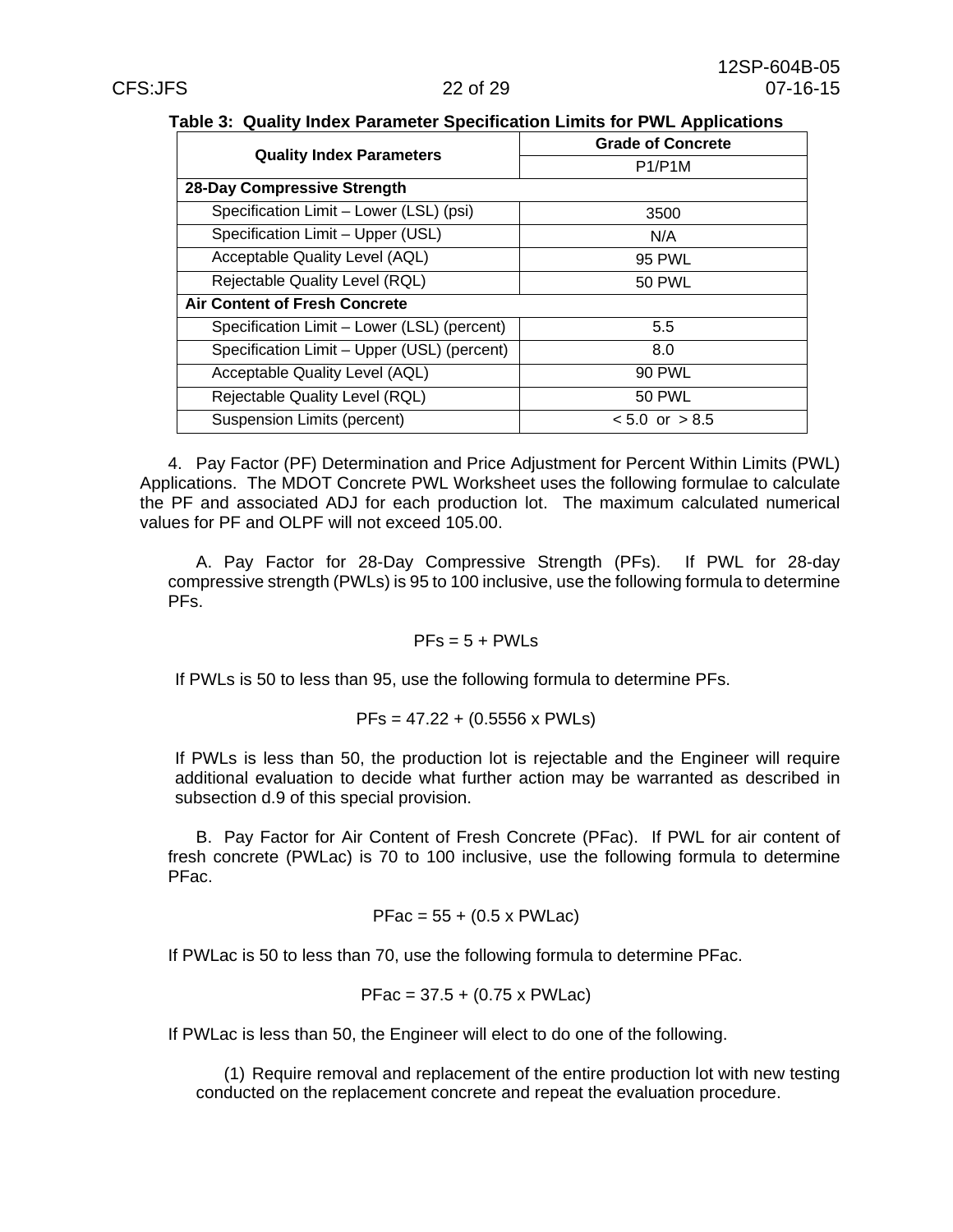**Table 3: Quality Index Parameter Specification Limits for PWL Applications**

| Quality Index Parameters | Grade of Concrete |
|---|---|
| | P1/P1M |
| **28-Day Compressive Strength** | |
| Specification Limit – Lower (LSL) (psi) | 3500 |
| Specification Limit – Upper (USL) | N/A |
| Acceptable Quality Level (AQL) | 95 PWL |
| Rejectable Quality Level (RQL) | 50 PWL |
| **Air Content of Fresh Concrete** | |
| Specification Limit – Lower (LSL) (percent) | 5.5 |
| Specification Limit – Upper (USL) (percent) | 8.0 |
| Acceptable Quality Level (AQL) | 90 PWL |
| Rejectable Quality Level (RQL) | 50 PWL |
| Suspension Limits (percent) | < 5.0 or > 8.5 |

4. Pay Factor (PF) Determination and Price Adjustment for Percent Within Limits (PWL) Applications. The MDOT Concrete PWL Worksheet uses the following formulae to calculate the PF and associated ADJ for each production lot. The maximum calculated numerical values for PF and OLPF will not exceed 105.00.

A. Pay Factor for 28-Day Compressive Strength (PFs). If PWL for 28-day compressive strength (PWLs) is 95 to 100 inclusive, use the following formula to determine PFs.

$$PFs = 5 + PWLs$$

If PWLs is 50 to less than 95, use the following formula to determine PFs.

$$PFs = 47.22 + (0.5556 \times PWLs)$$

If PWLs is less than 50, the production lot is rejectable and the Engineer will require additional evaluation to decide what further action may be warranted as described in subsection d.9 of this special provision.

B. Pay Factor for Air Content of Fresh Concrete (PFac). If PWL for air content of fresh concrete (PWLac) is 70 to 100 inclusive, use the following formula to determine PFac.

$$PFac = 55 + (0.5 \times PWLac)$$

If PWLac is 50 to less than 70, use the following formula to determine PFac.

$$PFac = 37.5 + (0.75 \times PWLac)$$

If PWLac is less than 50, the Engineer will elect to do one of the following.

(1) Require removal and replacement of the entire production lot with new testing conducted on the replacement concrete and repeat the evaluation procedure.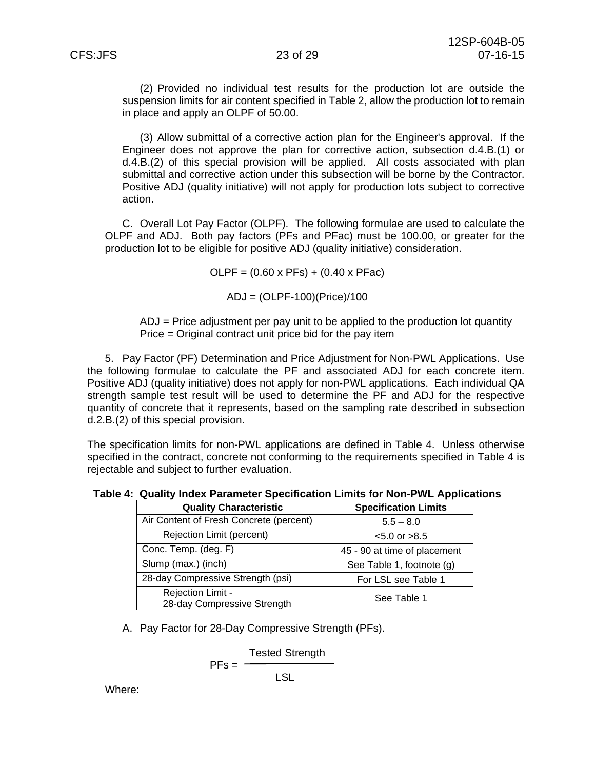(2) Provided no individual test results for the production lot are outside the suspension limits for air content specified in Table 2, allow the production lot to remain in place and apply an OLPF of 50.00.

(3) Allow submittal of a corrective action plan for the Engineer's approval. If the Engineer does not approve the plan for corrective action, subsection d.4.B.(1) or d.4.B.(2) of this special provision will be applied. All costs associated with plan submittal and corrective action under this subsection will be borne by the Contractor. Positive ADJ (quality initiative) will not apply for production lots subject to corrective action.

C. Overall Lot Pay Factor (OLPF). The following formulae are used to calculate the OLPF and ADJ. Both pay factors (PFs and PFac) must be 100.00, or greater for the production lot to be eligible for positive ADJ (quality initiative) consideration.

$$OLPF = (0.60 \times PFs) + (0.40 \times PFac)$$

$$ADJ = (OLPF-100)(Price)/100$$

ADJ = Price adjustment per pay unit to be applied to the production lot quantity
Price = Original contract unit price bid for the pay item

5. Pay Factor (PF) Determination and Price Adjustment for Non-PWL Applications. Use the following formulae to calculate the PF and associated ADJ for each concrete item. Positive ADJ (quality initiative) does not apply for non-PWL applications. Each individual QA strength sample test result will be used to determine the PF and ADJ for the respective quantity of concrete that it represents, based on the sampling rate described in subsection d.2.B.(2) of this special provision.

The specification limits for non-PWL applications are defined in Table 4. Unless otherwise specified in the contract, concrete not conforming to the requirements specified in Table 4 is rejectable and subject to further evaluation.

**Table 4: Quality Index Parameter Specification Limits for Non-PWL Applications**

| Quality Characteristic | Specification Limits |
|---|---|
| Air Content of Fresh Concrete (percent) | 5.5 – 8.0 |
| Rejection Limit (percent) | <5.0 or >8.5 |
| Conc. Temp. (deg. F) | 45 - 90 at time of placement |
| Slump (max.) (inch) | See Table 1, footnote (g) |
| 28-day Compressive Strength (psi) | For LSL see Table 1 |
| Rejection Limit - 28-day Compressive Strength | See Table 1 |

A. Pay Factor for 28-Day Compressive Strength (PFs).

$$PFs = \frac{\text{Tested Strength}}{\text{LSL}}$$

Where: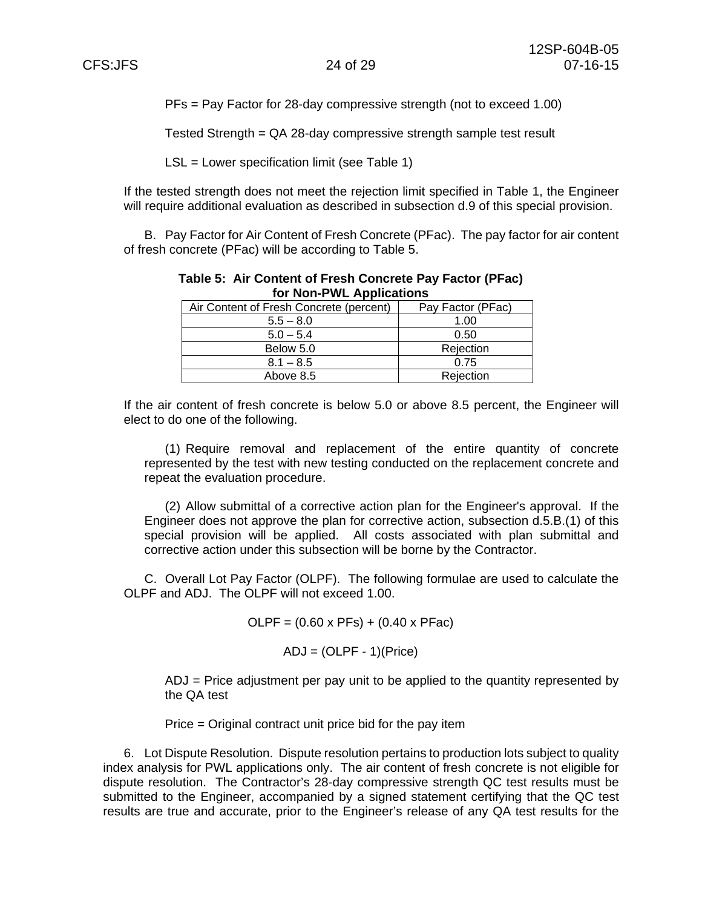PFs = Pay Factor for 28-day compressive strength (not to exceed 1.00)

Tested Strength = QA 28-day compressive strength sample test result

LSL = Lower specification limit (see Table 1)

If the tested strength does not meet the rejection limit specified in Table 1, the Engineer will require additional evaluation as described in subsection d.9 of this special provision.

B. Pay Factor for Air Content of Fresh Concrete (PFac). The pay factor for air content of fresh concrete (PFac) will be according to Table 5.

**Table 5: Air Content of Fresh Concrete Pay Factor (PFac) for Non-PWL Applications**

| Air Content of Fresh Concrete (percent) | Pay Factor (PFac) |
|---|---|
| 5.5 – 8.0 | 1.00 |
| 5.0 – 5.4 | 0.50 |
| Below 5.0 | Rejection |
| 8.1 – 8.5 | 0.75 |
| Above 8.5 | Rejection |

If the air content of fresh concrete is below 5.0 or above 8.5 percent, the Engineer will elect to do one of the following.

(1) Require removal and replacement of the entire quantity of concrete represented by the test with new testing conducted on the replacement concrete and repeat the evaluation procedure.

(2) Allow submittal of a corrective action plan for the Engineer's approval. If the Engineer does not approve the plan for corrective action, subsection d.5.B.(1) of this special provision will be applied. All costs associated with plan submittal and corrective action under this subsection will be borne by the Contractor.

C. Overall Lot Pay Factor (OLPF). The following formulae are used to calculate the OLPF and ADJ. The OLPF will not exceed 1.00.

$$OLPF = (0.60 \times PFs) + (0.40 \times PFac)$$

$$ADJ = (OLPF - 1)(Price)$$

ADJ = Price adjustment per pay unit to be applied to the quantity represented by the QA test

Price = Original contract unit price bid for the pay item

6. Lot Dispute Resolution. Dispute resolution pertains to production lots subject to quality index analysis for PWL applications only. The air content of fresh concrete is not eligible for dispute resolution. The Contractor's 28-day compressive strength QC test results must be submitted to the Engineer, accompanied by a signed statement certifying that the QC test results are true and accurate, prior to the Engineer's release of any QA test results for the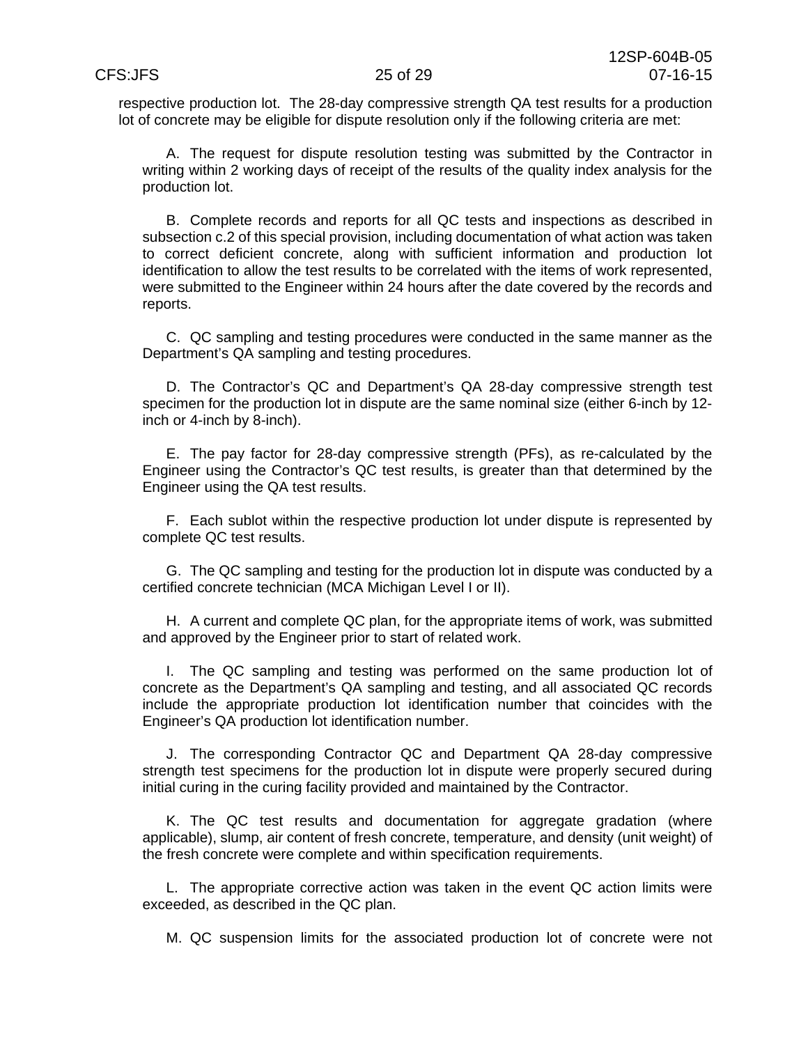respective production lot. The 28-day compressive strength QA test results for a production lot of concrete may be eligible for dispute resolution only if the following criteria are met:

A. The request for dispute resolution testing was submitted by the Contractor in writing within 2 working days of receipt of the results of the quality index analysis for the production lot.

B. Complete records and reports for all QC tests and inspections as described in subsection c.2 of this special provision, including documentation of what action was taken to correct deficient concrete, along with sufficient information and production lot identification to allow the test results to be correlated with the items of work represented, were submitted to the Engineer within 24 hours after the date covered by the records and reports.

C. QC sampling and testing procedures were conducted in the same manner as the Department's QA sampling and testing procedures.

D. The Contractor's QC and Department's QA 28-day compressive strength test specimen for the production lot in dispute are the same nominal size (either 6-inch by 12-inch or 4-inch by 8-inch).

E. The pay factor for 28-day compressive strength (PFs), as re-calculated by the Engineer using the Contractor's QC test results, is greater than that determined by the Engineer using the QA test results.

F. Each sublot within the respective production lot under dispute is represented by complete QC test results.

G. The QC sampling and testing for the production lot in dispute was conducted by a certified concrete technician (MCA Michigan Level I or II).

H. A current and complete QC plan, for the appropriate items of work, was submitted and approved by the Engineer prior to start of related work.

I. The QC sampling and testing was performed on the same production lot of concrete as the Department's QA sampling and testing, and all associated QC records include the appropriate production lot identification number that coincides with the Engineer's QA production lot identification number.

J. The corresponding Contractor QC and Department QA 28-day compressive strength test specimens for the production lot in dispute were properly secured during initial curing in the curing facility provided and maintained by the Contractor.

K. The QC test results and documentation for aggregate gradation (where applicable), slump, air content of fresh concrete, temperature, and density (unit weight) of the fresh concrete were complete and within specification requirements.

L. The appropriate corrective action was taken in the event QC action limits were exceeded, as described in the QC plan.

M. QC suspension limits for the associated production lot of concrete were not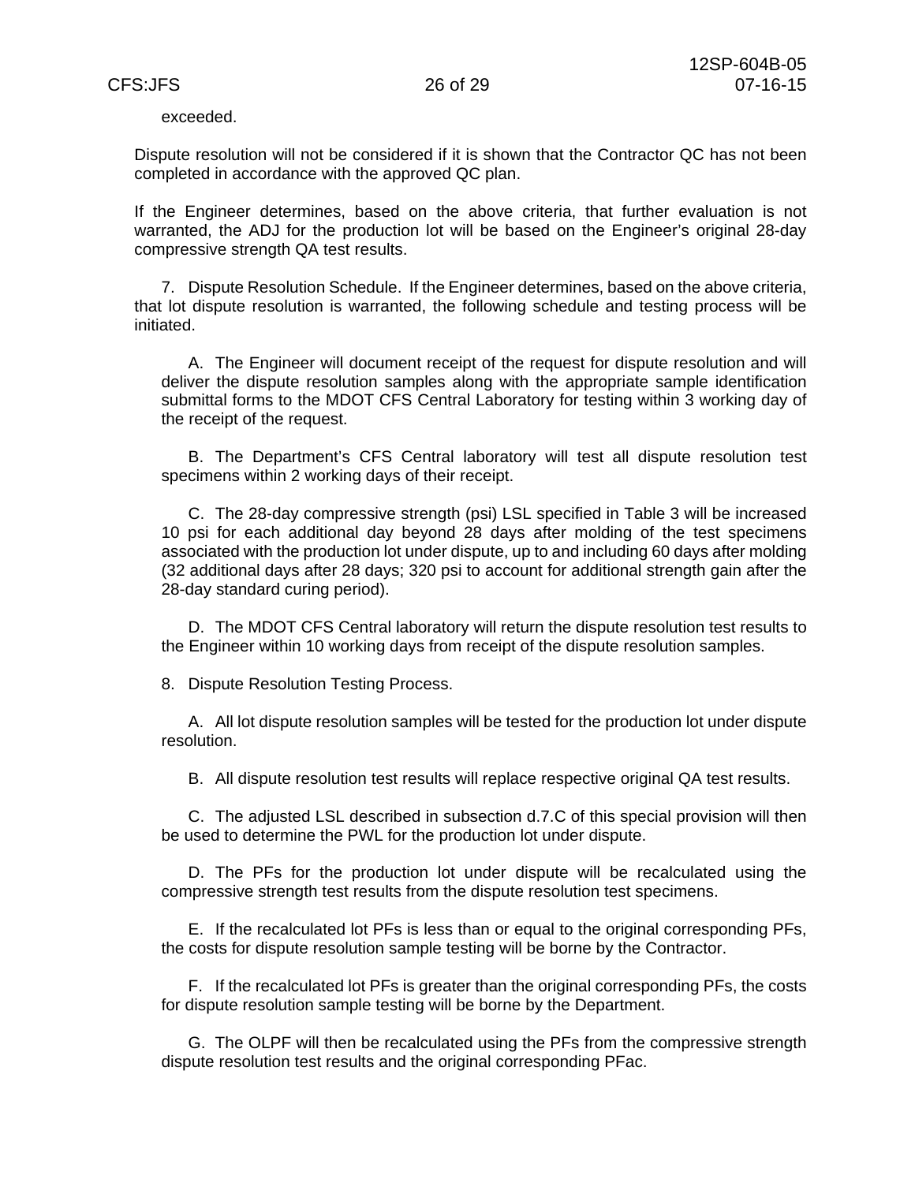exceeded.

Dispute resolution will not be considered if it is shown that the Contractor QC has not been completed in accordance with the approved QC plan.

If the Engineer determines, based on the above criteria, that further evaluation is not warranted, the ADJ for the production lot will be based on the Engineer's original 28-day compressive strength QA test results.

7. Dispute Resolution Schedule. If the Engineer determines, based on the above criteria, that lot dispute resolution is warranted, the following schedule and testing process will be initiated.

A. The Engineer will document receipt of the request for dispute resolution and will deliver the dispute resolution samples along with the appropriate sample identification submittal forms to the MDOT CFS Central Laboratory for testing within 3 working day of the receipt of the request.

B. The Department's CFS Central laboratory will test all dispute resolution test specimens within 2 working days of their receipt.

C. The 28-day compressive strength (psi) LSL specified in Table 3 will be increased 10 psi for each additional day beyond 28 days after molding of the test specimens associated with the production lot under dispute, up to and including 60 days after molding (32 additional days after 28 days; 320 psi to account for additional strength gain after the 28-day standard curing period).

D. The MDOT CFS Central laboratory will return the dispute resolution test results to the Engineer within 10 working days from receipt of the dispute resolution samples.

8. Dispute Resolution Testing Process.

A. All lot dispute resolution samples will be tested for the production lot under dispute resolution.

B. All dispute resolution test results will replace respective original QA test results.

C. The adjusted LSL described in subsection d.7.C of this special provision will then be used to determine the PWL for the production lot under dispute.

D. The PFs for the production lot under dispute will be recalculated using the compressive strength test results from the dispute resolution test specimens.

E. If the recalculated lot PFs is less than or equal to the original corresponding PFs, the costs for dispute resolution sample testing will be borne by the Contractor.

F. If the recalculated lot PFs is greater than the original corresponding PFs, the costs for dispute resolution sample testing will be borne by the Department.

G. The OLPF will then be recalculated using the PFs from the compressive strength dispute resolution test results and the original corresponding PFac.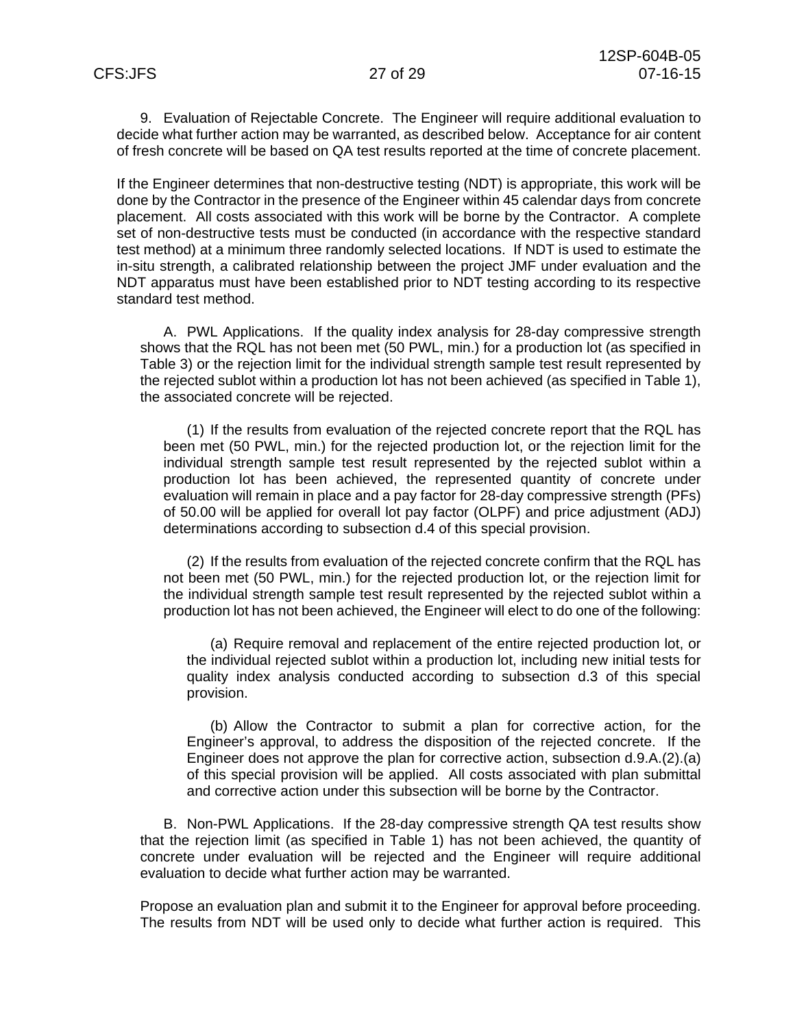9. Evaluation of Rejectable Concrete. The Engineer will require additional evaluation to decide what further action may be warranted, as described below. Acceptance for air content of fresh concrete will be based on QA test results reported at the time of concrete placement.

If the Engineer determines that non-destructive testing (NDT) is appropriate, this work will be done by the Contractor in the presence of the Engineer within 45 calendar days from concrete placement. All costs associated with this work will be borne by the Contractor. A complete set of non-destructive tests must be conducted (in accordance with the respective standard test method) at a minimum three randomly selected locations. If NDT is used to estimate the in-situ strength, a calibrated relationship between the project JMF under evaluation and the NDT apparatus must have been established prior to NDT testing according to its respective standard test method.

A. PWL Applications. If the quality index analysis for 28-day compressive strength shows that the RQL has not been met (50 PWL, min.) for a production lot (as specified in Table 3) or the rejection limit for the individual strength sample test result represented by the rejected sublot within a production lot has not been achieved (as specified in Table 1), the associated concrete will be rejected.

(1) If the results from evaluation of the rejected concrete report that the RQL has been met (50 PWL, min.) for the rejected production lot, or the rejection limit for the individual strength sample test result represented by the rejected sublot within a production lot has been achieved, the represented quantity of concrete under evaluation will remain in place and a pay factor for 28-day compressive strength (PFs) of 50.00 will be applied for overall lot pay factor (OLPF) and price adjustment (ADJ) determinations according to subsection d.4 of this special provision.

(2) If the results from evaluation of the rejected concrete confirm that the RQL has not been met (50 PWL, min.) for the rejected production lot, or the rejection limit for the individual strength sample test result represented by the rejected sublot within a production lot has not been achieved, the Engineer will elect to do one of the following:

(a) Require removal and replacement of the entire rejected production lot, or the individual rejected sublot within a production lot, including new initial tests for quality index analysis conducted according to subsection d.3 of this special provision.

(b) Allow the Contractor to submit a plan for corrective action, for the Engineer's approval, to address the disposition of the rejected concrete. If the Engineer does not approve the plan for corrective action, subsection d.9.A.(2).(a) of this special provision will be applied. All costs associated with plan submittal and corrective action under this subsection will be borne by the Contractor.

B. Non-PWL Applications. If the 28-day compressive strength QA test results show that the rejection limit (as specified in Table 1) has not been achieved, the quantity of concrete under evaluation will be rejected and the Engineer will require additional evaluation to decide what further action may be warranted.

Propose an evaluation plan and submit it to the Engineer for approval before proceeding. The results from NDT will be used only to decide what further action is required. This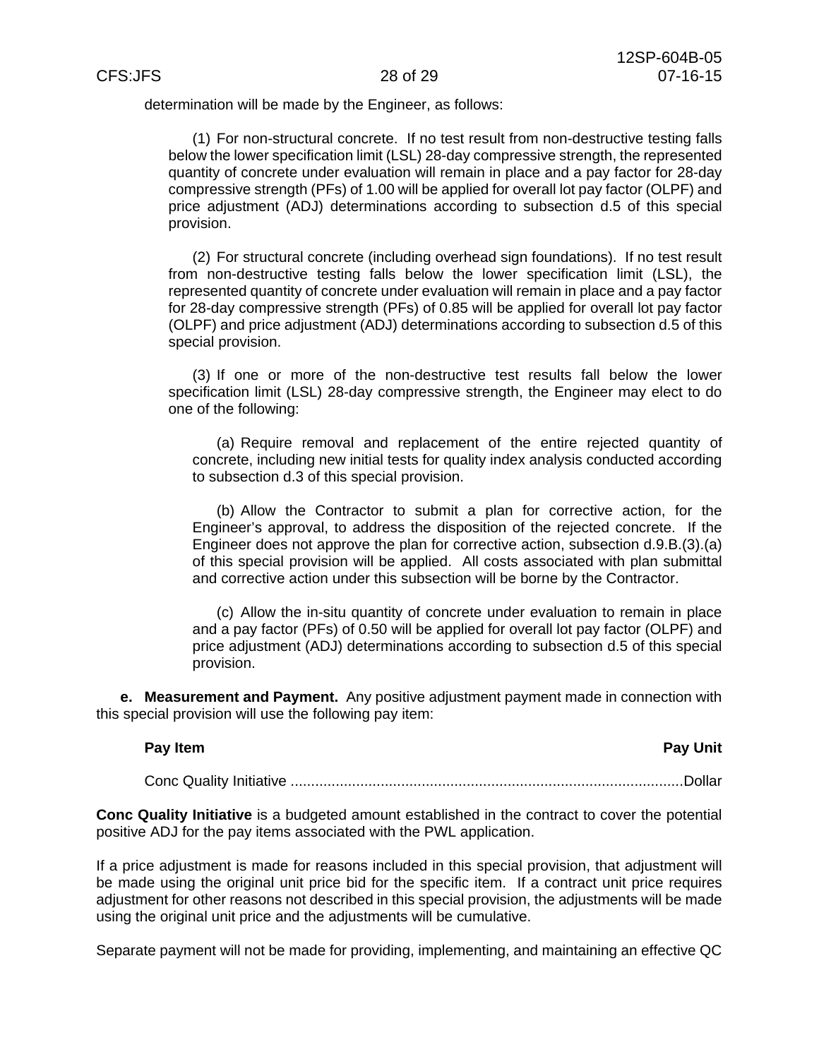determination will be made by the Engineer, as follows:

(1) For non-structural concrete. If no test result from non-destructive testing falls below the lower specification limit (LSL) 28-day compressive strength, the represented quantity of concrete under evaluation will remain in place and a pay factor for 28-day compressive strength (PFs) of 1.00 will be applied for overall lot pay factor (OLPF) and price adjustment (ADJ) determinations according to subsection d.5 of this special provision.

(2) For structural concrete (including overhead sign foundations). If no test result from non-destructive testing falls below the lower specification limit (LSL), the represented quantity of concrete under evaluation will remain in place and a pay factor for 28-day compressive strength (PFs) of 0.85 will be applied for overall lot pay factor (OLPF) and price adjustment (ADJ) determinations according to subsection d.5 of this special provision.

(3) If one or more of the non-destructive test results fall below the lower specification limit (LSL) 28-day compressive strength, the Engineer may elect to do one of the following:

(a) Require removal and replacement of the entire rejected quantity of concrete, including new initial tests for quality index analysis conducted according to subsection d.3 of this special provision.

(b) Allow the Contractor to submit a plan for corrective action, for the Engineer's approval, to address the disposition of the rejected concrete. If the Engineer does not approve the plan for corrective action, subsection d.9.B.(3).(a) of this special provision will be applied. All costs associated with plan submittal and corrective action under this subsection will be borne by the Contractor.

(c) Allow the in-situ quantity of concrete under evaluation to remain in place and a pay factor (PFs) of 0.50 will be applied for overall lot pay factor (OLPF) and price adjustment (ADJ) determinations according to subsection d.5 of this special provision.

**e. Measurement and Payment.** Any positive adjustment payment made in connection with this special provision will use the following pay item:

| **Pay Item** | **Pay Unit** |
|---|---|
| Conc Quality Initiative | Dollar |

**Conc Quality Initiative** is a budgeted amount established in the contract to cover the potential positive ADJ for the pay items associated with the PWL application.

If a price adjustment is made for reasons included in this special provision, that adjustment will be made using the original unit price bid for the specific item. If a contract unit price requires adjustment for other reasons not described in this special provision, the adjustments will be made using the original unit price and the adjustments will be cumulative.

Separate payment will not be made for providing, implementing, and maintaining an effective QC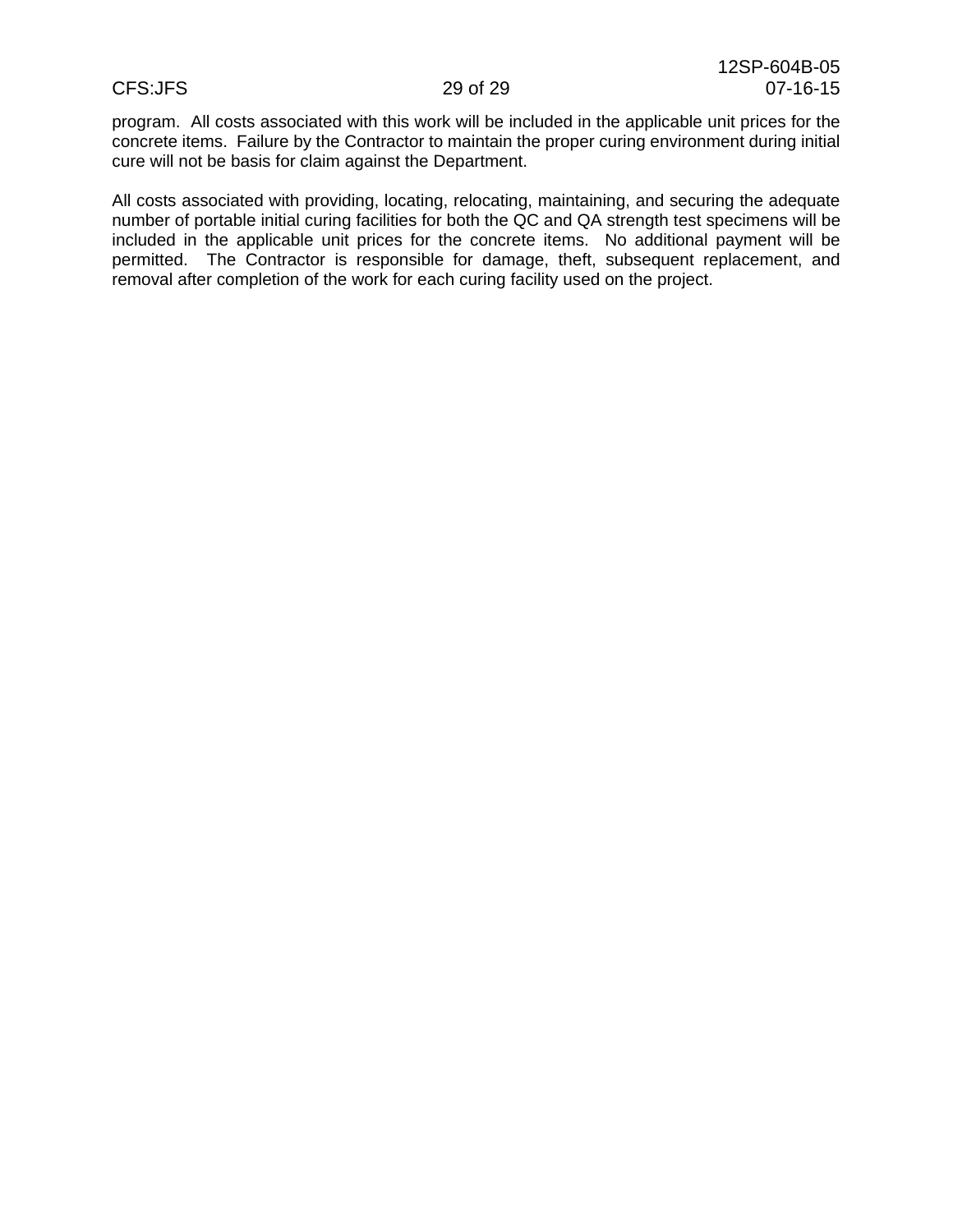program.  All costs associated with this work will be included in the applicable unit prices for the concrete items.  Failure by the Contractor to maintain the proper curing environment during initial cure will not be basis for claim against the Department.

All costs associated with providing, locating, relocating, maintaining, and securing the adequate number of portable initial curing facilities for both the QC and QA strength test specimens will be included in the applicable unit prices for the concrete items.  No additional payment will be permitted.  The Contractor is responsible for damage, theft, subsequent replacement, and removal after completion of the work for each curing facility used on the project.